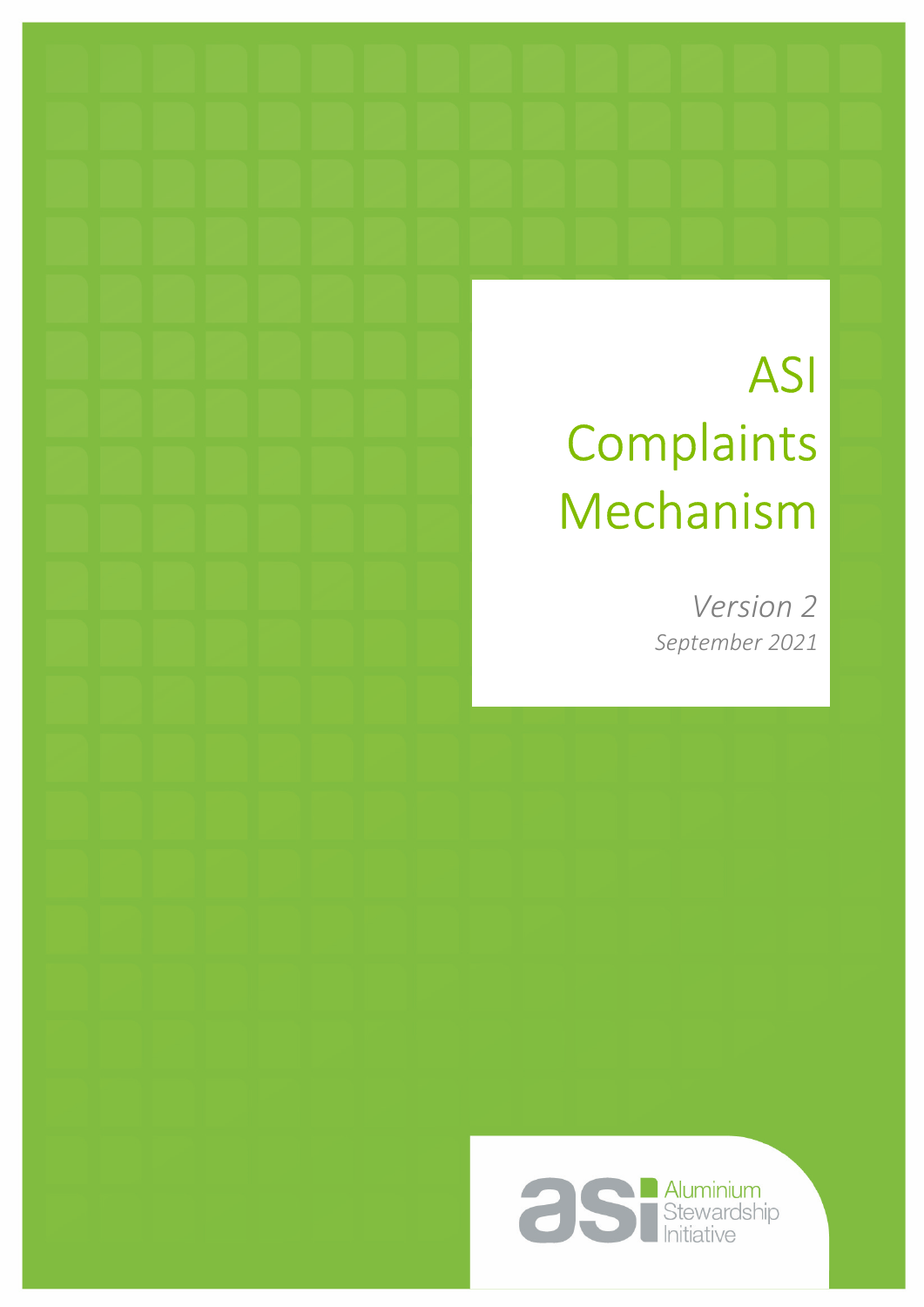# ASI Complaints Mechanism

*Version 2*

*September 2021*

Aluminium Stewardship Initiative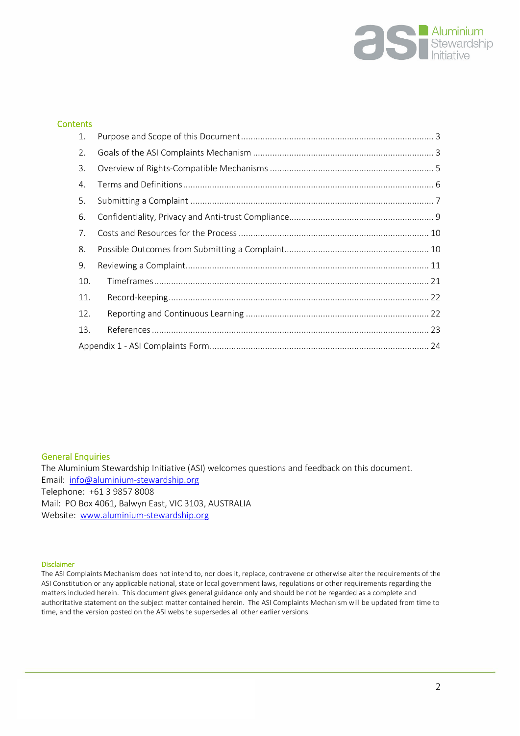## Contents

1. Purpose and Scope of this Document ..... 3
2. Goals of the ASI Complaints Mechanism ..... 3
3. Overview of Rights-Compatible Mechanisms ..... 5
4. Terms and Definitions ..... 6
5. Submitting a Complaint ..... 7
6. Confidentiality, Privacy and Anti-trust Compliance ..... 9
7. Costs and Resources for the Process ..... 10
8. Possible Outcomes from Submitting a Complaint ..... 10
9. Reviewing a Complaint ..... 11
10. Timeframes ..... 21
11. Record-keeping ..... 22
12. Reporting and Continuous Learning ..... 22
13. References ..... 23

Appendix 1 - ASI Complaints Form ..... 24

## General Enquiries

The Aluminium Stewardship Initiative (ASI) welcomes questions and feedback on this document.
Email: info@aluminium-stewardship.org
Telephone: +61 3 9857 8008
Mail: PO Box 4061, Balwyn East, VIC 3103, AUSTRALIA
Website: www.aluminium-stewardship.org

### Disclaimer

The ASI Complaints Mechanism does not intend to, nor does it, replace, contravene or otherwise alter the requirements of the ASI Constitution or any applicable national, state or local government laws, regulations or other requirements regarding the matters included herein. This document gives general guidance only and should be not be regarded as a complete and authoritative statement on the subject matter contained herein. The ASI Complaints Mechanism will be updated from time to time, and the version posted on the ASI website supersedes all other earlier versions.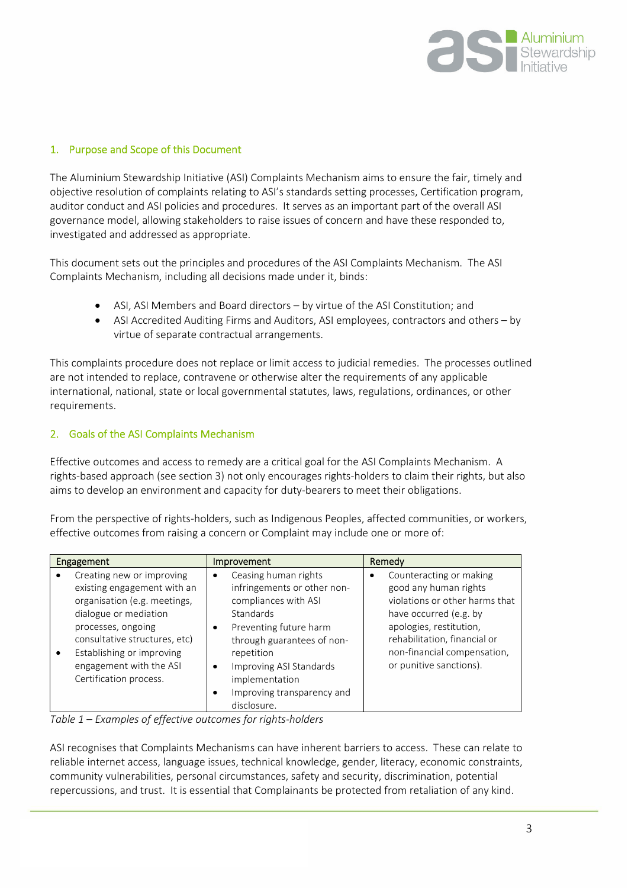## 1. Purpose and Scope of this Document

The Aluminium Stewardship Initiative (ASI) Complaints Mechanism aims to ensure the fair, timely and objective resolution of complaints relating to ASI's standards setting processes, Certification program, auditor conduct and ASI policies and procedures. It serves as an important part of the overall ASI governance model, allowing stakeholders to raise issues of concern and have these responded to, investigated and addressed as appropriate.

This document sets out the principles and procedures of the ASI Complaints Mechanism. The ASI Complaints Mechanism, including all decisions made under it, binds:

- ASI, ASI Members and Board directors – by virtue of the ASI Constitution; and
- ASI Accredited Auditing Firms and Auditors, ASI employees, contractors and others – by virtue of separate contractual arrangements.

This complaints procedure does not replace or limit access to judicial remedies. The processes outlined are not intended to replace, contravene or otherwise alter the requirements of any applicable international, national, state or local governmental statutes, laws, regulations, ordinances, or other requirements.

## 2. Goals of the ASI Complaints Mechanism

Effective outcomes and access to remedy are a critical goal for the ASI Complaints Mechanism. A rights-based approach (see section 3) not only encourages rights-holders to claim their rights, but also aims to develop an environment and capacity for duty-bearers to meet their obligations.

From the perspective of rights-holders, such as Indigenous Peoples, affected communities, or workers, effective outcomes from raising a concern or Complaint may include one or more of:

| Engagement | Improvement | Remedy |
|---|---|---|
| • Creating new or improving existing engagement with an organisation (e.g. meetings, dialogue or mediation processes, ongoing consultative structures, etc)<br>• Establishing or improving engagement with the ASI Certification process. | • Ceasing human rights infringements or other non-compliances with ASI Standards<br>• Preventing future harm through guarantees of non-repetition<br>• Improving ASI Standards implementation<br>• Improving transparency and disclosure. | • Counteracting or making good any human rights violations or other harms that have occurred (e.g. by apologies, restitution, rehabilitation, financial or non-financial compensation, or punitive sanctions). |

*Table 1 – Examples of effective outcomes for rights-holders*

ASI recognises that Complaints Mechanisms can have inherent barriers to access. These can relate to reliable internet access, language issues, technical knowledge, gender, literacy, economic constraints, community vulnerabilities, personal circumstances, safety and security, discrimination, potential repercussions, and trust. It is essential that Complainants be protected from retaliation of any kind.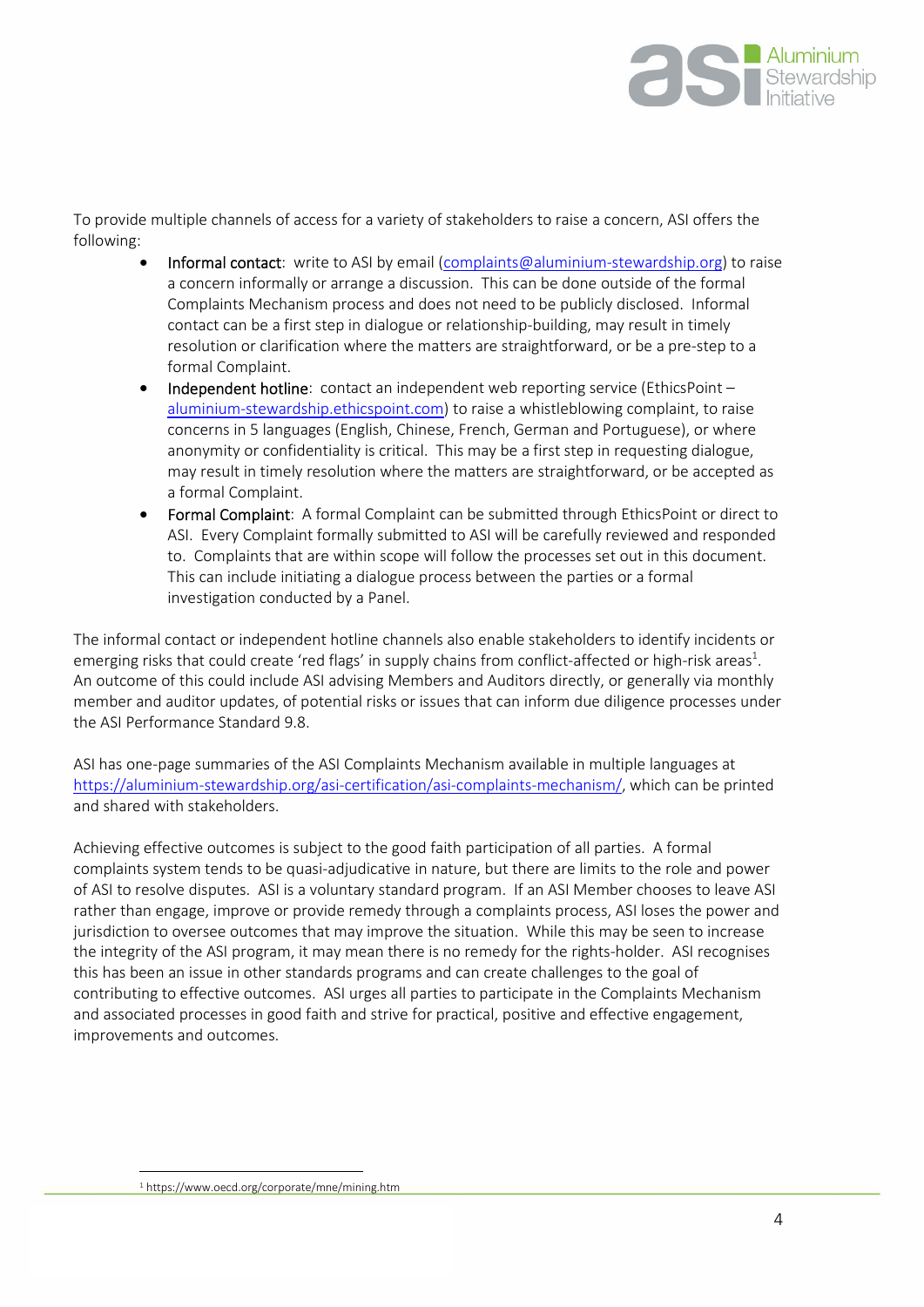To provide multiple channels of access for a variety of stakeholders to raise a concern, ASI offers the following:

- Informal contact: write to ASI by email (complaints@aluminium-stewardship.org) to raise a concern informally or arrange a discussion. This can be done outside of the formal Complaints Mechanism process and does not need to be publicly disclosed. Informal contact can be a first step in dialogue or relationship-building, may result in timely resolution or clarification where the matters are straightforward, or be a pre-step to a formal Complaint.
- Independent hotline: contact an independent web reporting service (EthicsPoint – aluminium-stewardship.ethicspoint.com) to raise a whistleblowing complaint, to raise concerns in 5 languages (English, Chinese, French, German and Portuguese), or where anonymity or confidentiality is critical. This may be a first step in requesting dialogue, may result in timely resolution where the matters are straightforward, or be accepted as a formal Complaint.
- Formal Complaint: A formal Complaint can be submitted through EthicsPoint or direct to ASI. Every Complaint formally submitted to ASI will be carefully reviewed and responded to. Complaints that are within scope will follow the processes set out in this document. This can include initiating a dialogue process between the parties or a formal investigation conducted by a Panel.

The informal contact or independent hotline channels also enable stakeholders to identify incidents or emerging risks that could create 'red flags' in supply chains from conflict-affected or high-risk areas[1]. An outcome of this could include ASI advising Members and Auditors directly, or generally via monthly member and auditor updates, of potential risks or issues that can inform due diligence processes under the ASI Performance Standard 9.8.

ASI has one-page summaries of the ASI Complaints Mechanism available in multiple languages at https://aluminium-stewardship.org/asi-certification/asi-complaints-mechanism/, which can be printed and shared with stakeholders.

Achieving effective outcomes is subject to the good faith participation of all parties. A formal complaints system tends to be quasi-adjudicative in nature, but there are limits to the role and power of ASI to resolve disputes. ASI is a voluntary standard program. If an ASI Member chooses to leave ASI rather than engage, improve or provide remedy through a complaints process, ASI loses the power and jurisdiction to oversee outcomes that may improve the situation. While this may be seen to increase the integrity of the ASI program, it may mean there is no remedy for the rights-holder. ASI recognises this has been an issue in other standards programs and can create challenges to the goal of contributing to effective outcomes. ASI urges all parties to participate in the Complaints Mechanism and associated processes in good faith and strive for practical, positive and effective engagement, improvements and outcomes.

[1] https://www.oecd.org/corporate/mne/mining.htm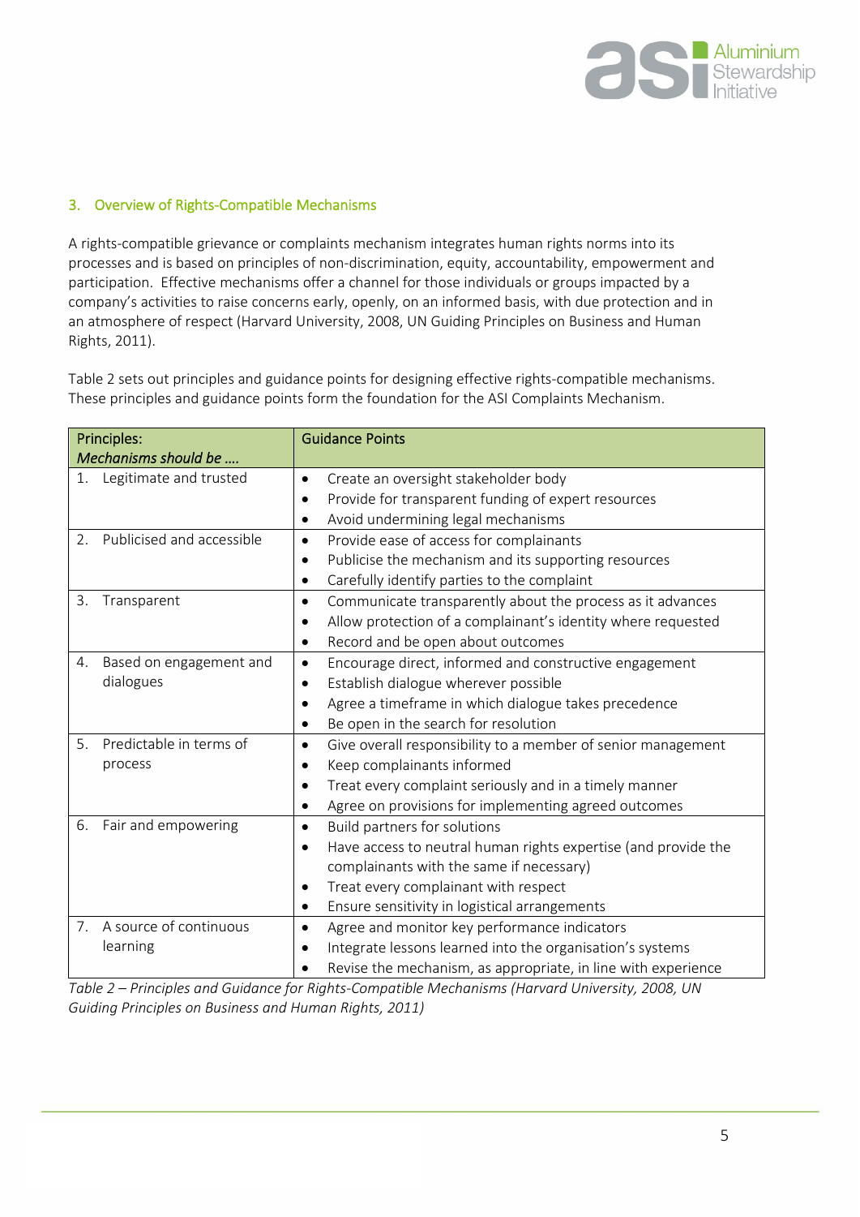## 3. Overview of Rights-Compatible Mechanisms

A rights-compatible grievance or complaints mechanism integrates human rights norms into its processes and is based on principles of non-discrimination, equity, accountability, empowerment and participation. Effective mechanisms offer a channel for those individuals or groups impacted by a company's activities to raise concerns early, openly, on an informed basis, with due protection and in an atmosphere of respect (Harvard University, 2008, UN Guiding Principles on Business and Human Rights, 2011).

Table 2 sets out principles and guidance points for designing effective rights-compatible mechanisms. These principles and guidance points form the foundation for the ASI Complaints Mechanism.

| Principles: *Mechanisms should be ….* | Guidance Points |
|---|---|
| 1. Legitimate and trusted | • Create an oversight stakeholder body<br>• Provide for transparent funding of expert resources<br>• Avoid undermining legal mechanisms |
| 2. Publicised and accessible | • Provide ease of access for complainants<br>• Publicise the mechanism and its supporting resources<br>• Carefully identify parties to the complaint |
| 3. Transparent | • Communicate transparently about the process as it advances<br>• Allow protection of a complainant's identity where requested<br>• Record and be open about outcomes |
| 4. Based on engagement and dialogues | • Encourage direct, informed and constructive engagement<br>• Establish dialogue wherever possible<br>• Agree a timeframe in which dialogue takes precedence<br>• Be open in the search for resolution |
| 5. Predictable in terms of process | • Give overall responsibility to a member of senior management<br>• Keep complainants informed<br>• Treat every complaint seriously and in a timely manner<br>• Agree on provisions for implementing agreed outcomes |
| 6. Fair and empowering | • Build partners for solutions<br>• Have access to neutral human rights expertise (and provide the complainants with the same if necessary)<br>• Treat every complainant with respect<br>• Ensure sensitivity in logistical arrangements |
| 7. A source of continuous learning | • Agree and monitor key performance indicators<br>• Integrate lessons learned into the organisation's systems<br>• Revise the mechanism, as appropriate, in line with experience |

*Table 2 – Principles and Guidance for Rights-Compatible Mechanisms (Harvard University, 2008, UN Guiding Principles on Business and Human Rights, 2011)*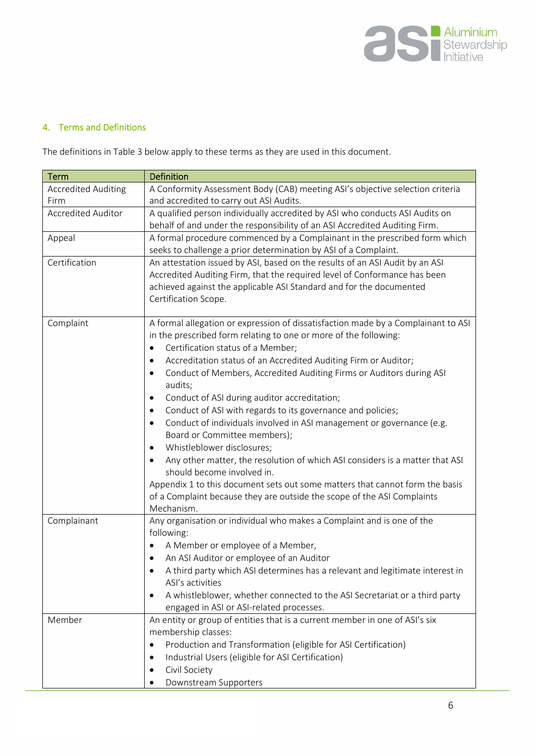## 4. Terms and Definitions

The definitions in Table 3 below apply to these terms as they are used in this document.

| Term | Definition |
|---|---|
| Accredited Auditing Firm | A Conformity Assessment Body (CAB) meeting ASI's objective selection criteria and accredited to carry out ASI Audits. |
| Accredited Auditor | A qualified person individually accredited by ASI who conducts ASI Audits on behalf of and under the responsibility of an ASI Accredited Auditing Firm. |
| Appeal | A formal procedure commenced by a Complainant in the prescribed form which seeks to challenge a prior determination by ASI of a Complaint. |
| Certification | An attestation issued by ASI, based on the results of an ASI Audit by an ASI Accredited Auditing Firm, that the required level of Conformance has been achieved against the applicable ASI Standard and for the documented Certification Scope. |
| Complaint | A formal allegation or expression of dissatisfaction made by a Complainant to ASI in the prescribed form relating to one or more of the following:<br>• Certification status of a Member;<br>• Accreditation status of an Accredited Auditing Firm or Auditor;<br>• Conduct of Members, Accredited Auditing Firms or Auditors during ASI audits;<br>• Conduct of ASI during auditor accreditation;<br>• Conduct of ASI with regards to its governance and policies;<br>• Conduct of individuals involved in ASI management or governance (e.g. Board or Committee members);<br>• Whistleblower disclosures;<br>• Any other matter, the resolution of which ASI considers is a matter that ASI should become involved in.<br>Appendix 1 to this document sets out some matters that cannot form the basis of a Complaint because they are outside the scope of the ASI Complaints Mechanism. |
| Complainant | Any organisation or individual who makes a Complaint and is one of the following:<br>• A Member or employee of a Member,<br>• An ASI Auditor or employee of an Auditor<br>• A third party which ASI determines has a relevant and legitimate interest in ASI's activities<br>• A whistleblower, whether connected to the ASI Secretariat or a third party engaged in ASI or ASI-related processes. |
| Member | An entity or group of entities that is a current member in one of ASI's six membership classes:<br>• Production and Transformation (eligible for ASI Certification)<br>• Industrial Users (eligible for ASI Certification)<br>• Civil Society<br>• Downstream Supporters |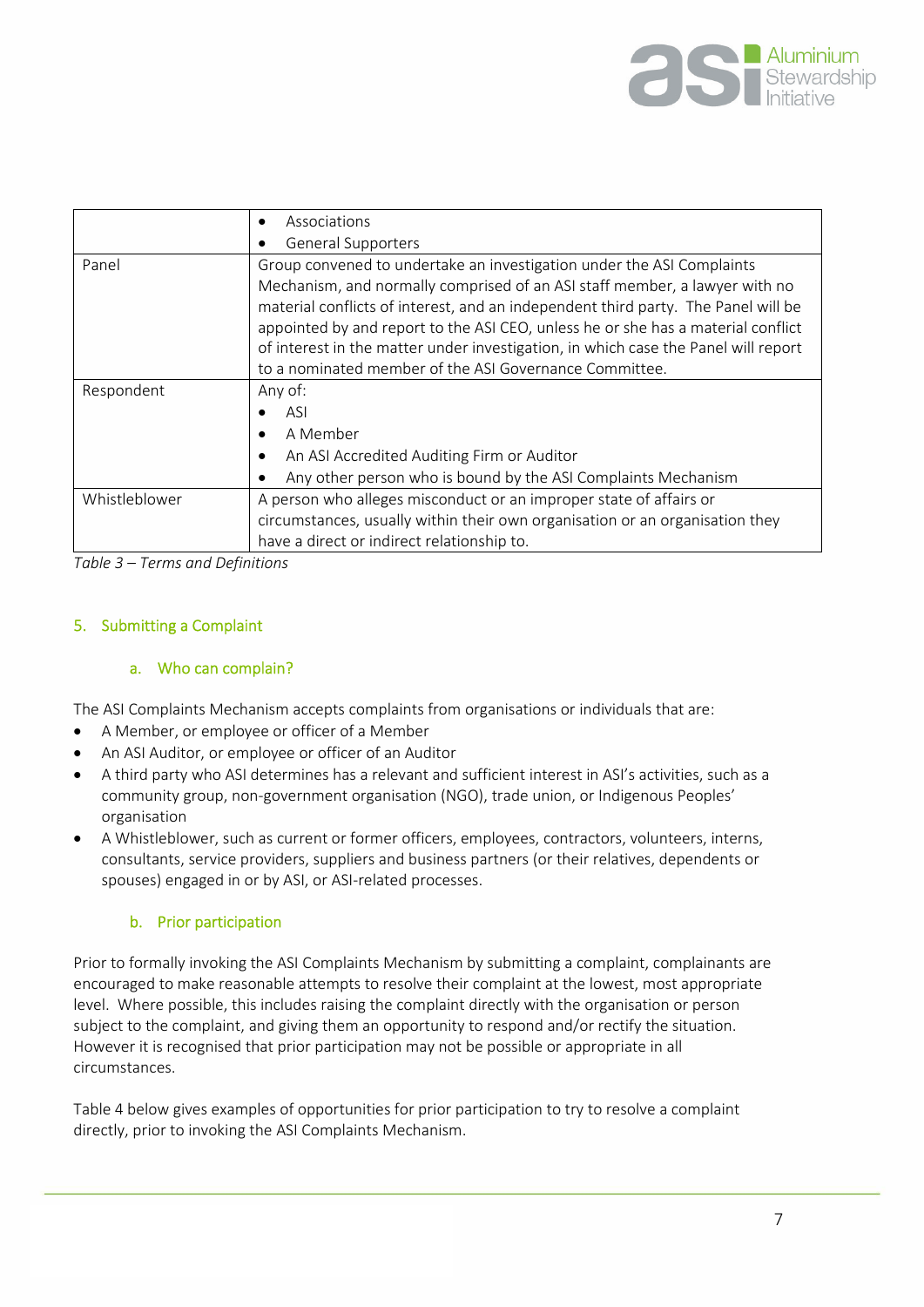| | |
|---|---|
| | • Associations<br>• General Supporters |
| Panel | Group convened to undertake an investigation under the ASI Complaints Mechanism, and normally comprised of an ASI staff member, a lawyer with no material conflicts of interest, and an independent third party. The Panel will be appointed by and report to the ASI CEO, unless he or she has a material conflict of interest in the matter under investigation, in which case the Panel will report to a nominated member of the ASI Governance Committee. |
| Respondent | Any of:<br>• ASI<br>• A Member<br>• An ASI Accredited Auditing Firm or Auditor<br>• Any other person who is bound by the ASI Complaints Mechanism |
| Whistleblower | A person who alleges misconduct or an improper state of affairs or circumstances, usually within their own organisation or an organisation they have a direct or indirect relationship to. |

*Table 3 – Terms and Definitions*

## 5. Submitting a Complaint

### a. Who can complain?

The ASI Complaints Mechanism accepts complaints from organisations or individuals that are:

- A Member, or employee or officer of a Member
- An ASI Auditor, or employee or officer of an Auditor
- A third party who ASI determines has a relevant and sufficient interest in ASI's activities, such as a community group, non-government organisation (NGO), trade union, or Indigenous Peoples' organisation
- A Whistleblower, such as current or former officers, employees, contractors, volunteers, interns, consultants, service providers, suppliers and business partners (or their relatives, dependents or spouses) engaged in or by ASI, or ASI-related processes.

### b. Prior participation

Prior to formally invoking the ASI Complaints Mechanism by submitting a complaint, complainants are encouraged to make reasonable attempts to resolve their complaint at the lowest, most appropriate level. Where possible, this includes raising the complaint directly with the organisation or person subject to the complaint, and giving them an opportunity to respond and/or rectify the situation. However it is recognised that prior participation may not be possible or appropriate in all circumstances.

Table 4 below gives examples of opportunities for prior participation to try to resolve a complaint directly, prior to invoking the ASI Complaints Mechanism.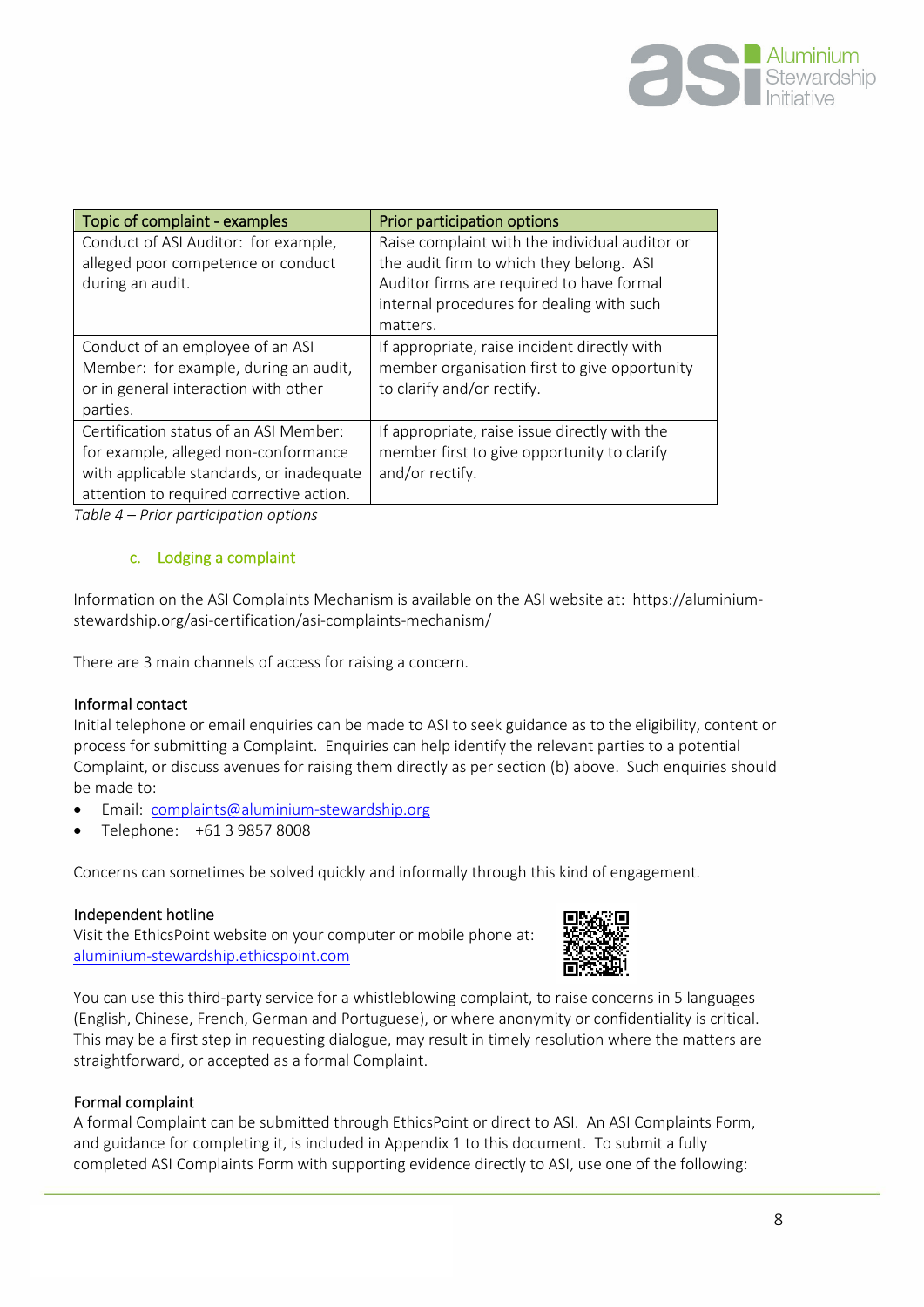| Topic of complaint - examples | Prior participation options |
|---|---|
| Conduct of ASI Auditor: for example, alleged poor competence or conduct during an audit. | Raise complaint with the individual auditor or the audit firm to which they belong. ASI Auditor firms are required to have formal internal procedures for dealing with such matters. |
| Conduct of an employee of an ASI Member: for example, during an audit, or in general interaction with other parties. | If appropriate, raise incident directly with member organisation first to give opportunity to clarify and/or rectify. |
| Certification status of an ASI Member: for example, alleged non-conformance with applicable standards, or inadequate attention to required corrective action. | If appropriate, raise issue directly with the member first to give opportunity to clarify and/or rectify. |

*Table 4 – Prior participation options*

### c. Lodging a complaint

Information on the ASI Complaints Mechanism is available on the ASI website at: https://aluminium-stewardship.org/asi-certification/asi-complaints-mechanism/

There are 3 main channels of access for raising a concern.

#### Informal contact

Initial telephone or email enquiries can be made to ASI to seek guidance as to the eligibility, content or process for submitting a Complaint. Enquiries can help identify the relevant parties to a potential Complaint, or discuss avenues for raising them directly as per section (b) above. Such enquiries should be made to:

- Email: complaints@aluminium-stewardship.org
- Telephone: +61 3 9857 8008

Concerns can sometimes be solved quickly and informally through this kind of engagement.

#### Independent hotline

Visit the EthicsPoint website on your computer or mobile phone at: aluminium-stewardship.ethicspoint.com

You can use this third-party service for a whistleblowing complaint, to raise concerns in 5 languages (English, Chinese, French, German and Portuguese), or where anonymity or confidentiality is critical. This may be a first step in requesting dialogue, may result in timely resolution where the matters are straightforward, or accepted as a formal Complaint.

#### Formal complaint

A formal Complaint can be submitted through EthicsPoint or direct to ASI. An ASI Complaints Form, and guidance for completing it, is included in Appendix 1 to this document. To submit a fully completed ASI Complaints Form with supporting evidence directly to ASI, use one of the following: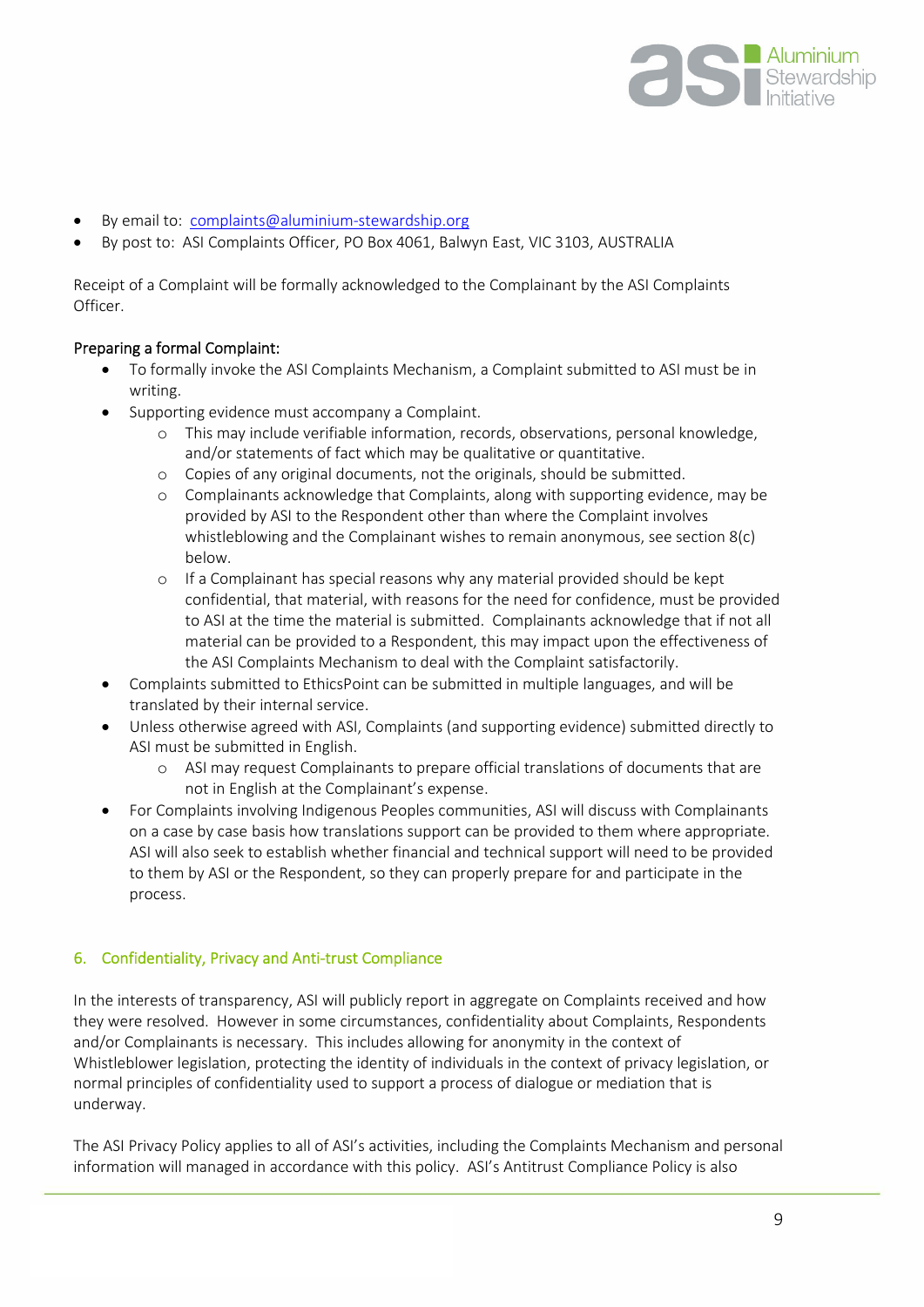- By email to: complaints@aluminium-stewardship.org
- By post to: ASI Complaints Officer, PO Box 4061, Balwyn East, VIC 3103, AUSTRALIA

Receipt of a Complaint will be formally acknowledged to the Complainant by the ASI Complaints Officer.

Preparing a formal Complaint:

- To formally invoke the ASI Complaints Mechanism, a Complaint submitted to ASI must be in writing.
- Supporting evidence must accompany a Complaint.
  - This may include verifiable information, records, observations, personal knowledge, and/or statements of fact which may be qualitative or quantitative.
  - Copies of any original documents, not the originals, should be submitted.
  - Complainants acknowledge that Complaints, along with supporting evidence, may be provided by ASI to the Respondent other than where the Complaint involves whistleblowing and the Complainant wishes to remain anonymous, see section 8(c) below.
  - If a Complainant has special reasons why any material provided should be kept confidential, that material, with reasons for the need for confidence, must be provided to ASI at the time the material is submitted. Complainants acknowledge that if not all material can be provided to a Respondent, this may impact upon the effectiveness of the ASI Complaints Mechanism to deal with the Complaint satisfactorily.
- Complaints submitted to EthicsPoint can be submitted in multiple languages, and will be translated by their internal service.
- Unless otherwise agreed with ASI, Complaints (and supporting evidence) submitted directly to ASI must be submitted in English.
  - ASI may request Complainants to prepare official translations of documents that are not in English at the Complainant's expense.
- For Complaints involving Indigenous Peoples communities, ASI will discuss with Complainants on a case by case basis how translations support can be provided to them where appropriate. ASI will also seek to establish whether financial and technical support will need to be provided to them by ASI or the Respondent, so they can properly prepare for and participate in the process.

## 6. Confidentiality, Privacy and Anti-trust Compliance

In the interests of transparency, ASI will publicly report in aggregate on Complaints received and how they were resolved. However in some circumstances, confidentiality about Complaints, Respondents and/or Complainants is necessary. This includes allowing for anonymity in the context of Whistleblower legislation, protecting the identity of individuals in the context of privacy legislation, or normal principles of confidentiality used to support a process of dialogue or mediation that is underway.

The ASI Privacy Policy applies to all of ASI's activities, including the Complaints Mechanism and personal information will managed in accordance with this policy. ASI's Antitrust Compliance Policy is also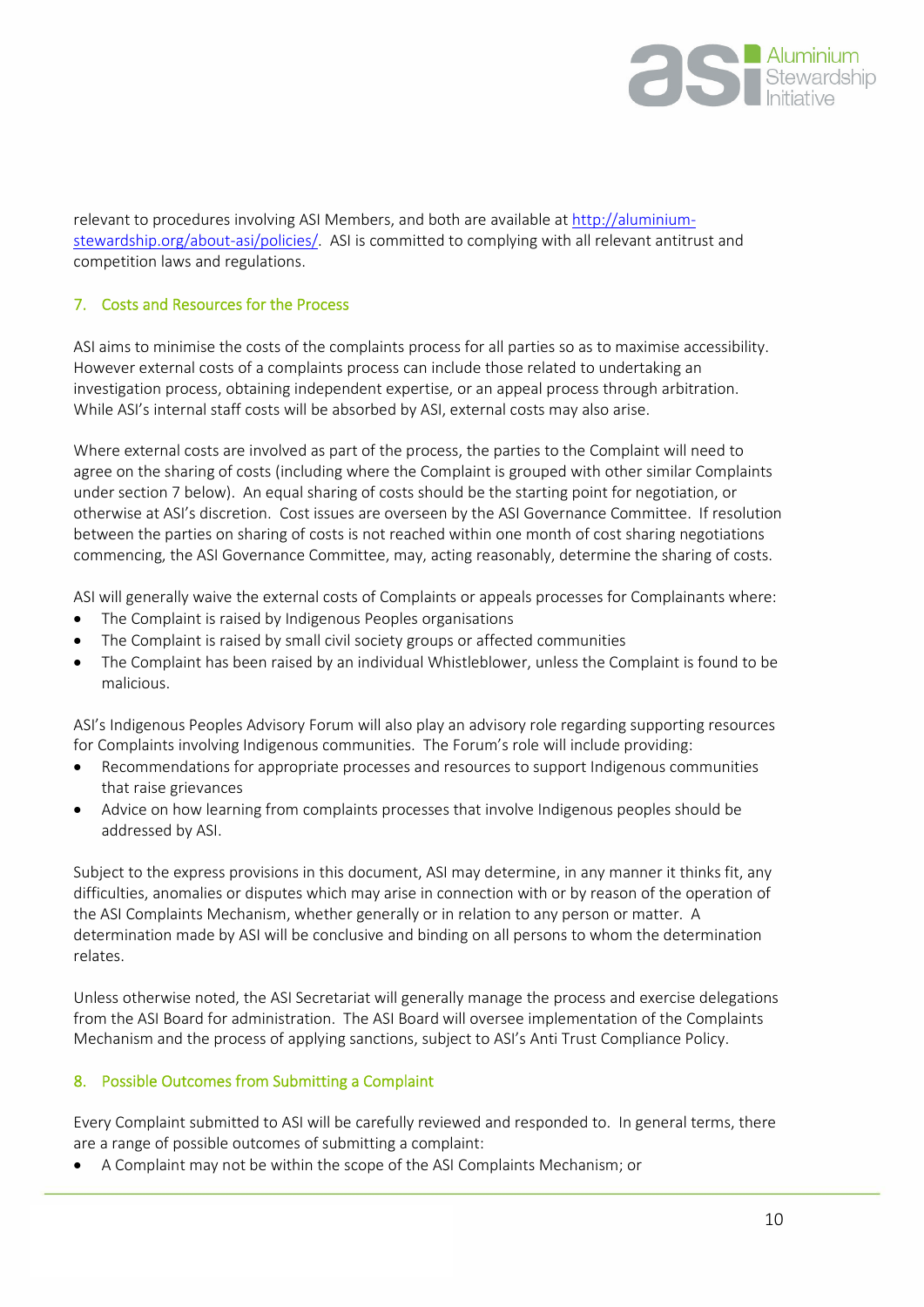relevant to procedures involving ASI Members, and both are available at [http://aluminium-stewardship.org/about-asi/policies/](http://aluminium-stewardship.org/about-asi/policies/). ASI is committed to complying with all relevant antitrust and competition laws and regulations.

## 7. Costs and Resources for the Process

ASI aims to minimise the costs of the complaints process for all parties so as to maximise accessibility. However external costs of a complaints process can include those related to undertaking an investigation process, obtaining independent expertise, or an appeal process through arbitration. While ASI's internal staff costs will be absorbed by ASI, external costs may also arise.

Where external costs are involved as part of the process, the parties to the Complaint will need to agree on the sharing of costs (including where the Complaint is grouped with other similar Complaints under section 7 below). An equal sharing of costs should be the starting point for negotiation, or otherwise at ASI's discretion. Cost issues are overseen by the ASI Governance Committee. If resolution between the parties on sharing of costs is not reached within one month of cost sharing negotiations commencing, the ASI Governance Committee, may, acting reasonably, determine the sharing of costs.

ASI will generally waive the external costs of Complaints or appeals processes for Complainants where:

- The Complaint is raised by Indigenous Peoples organisations
- The Complaint is raised by small civil society groups or affected communities
- The Complaint has been raised by an individual Whistleblower, unless the Complaint is found to be malicious.

ASI's Indigenous Peoples Advisory Forum will also play an advisory role regarding supporting resources for Complaints involving Indigenous communities. The Forum's role will include providing:

- Recommendations for appropriate processes and resources to support Indigenous communities that raise grievances
- Advice on how learning from complaints processes that involve Indigenous peoples should be addressed by ASI.

Subject to the express provisions in this document, ASI may determine, in any manner it thinks fit, any difficulties, anomalies or disputes which may arise in connection with or by reason of the operation of the ASI Complaints Mechanism, whether generally or in relation to any person or matter. A determination made by ASI will be conclusive and binding on all persons to whom the determination relates.

Unless otherwise noted, the ASI Secretariat will generally manage the process and exercise delegations from the ASI Board for administration. The ASI Board will oversee implementation of the Complaints Mechanism and the process of applying sanctions, subject to ASI's Anti Trust Compliance Policy.

## 8. Possible Outcomes from Submitting a Complaint

Every Complaint submitted to ASI will be carefully reviewed and responded to. In general terms, there are a range of possible outcomes of submitting a complaint:

- A Complaint may not be within the scope of the ASI Complaints Mechanism; or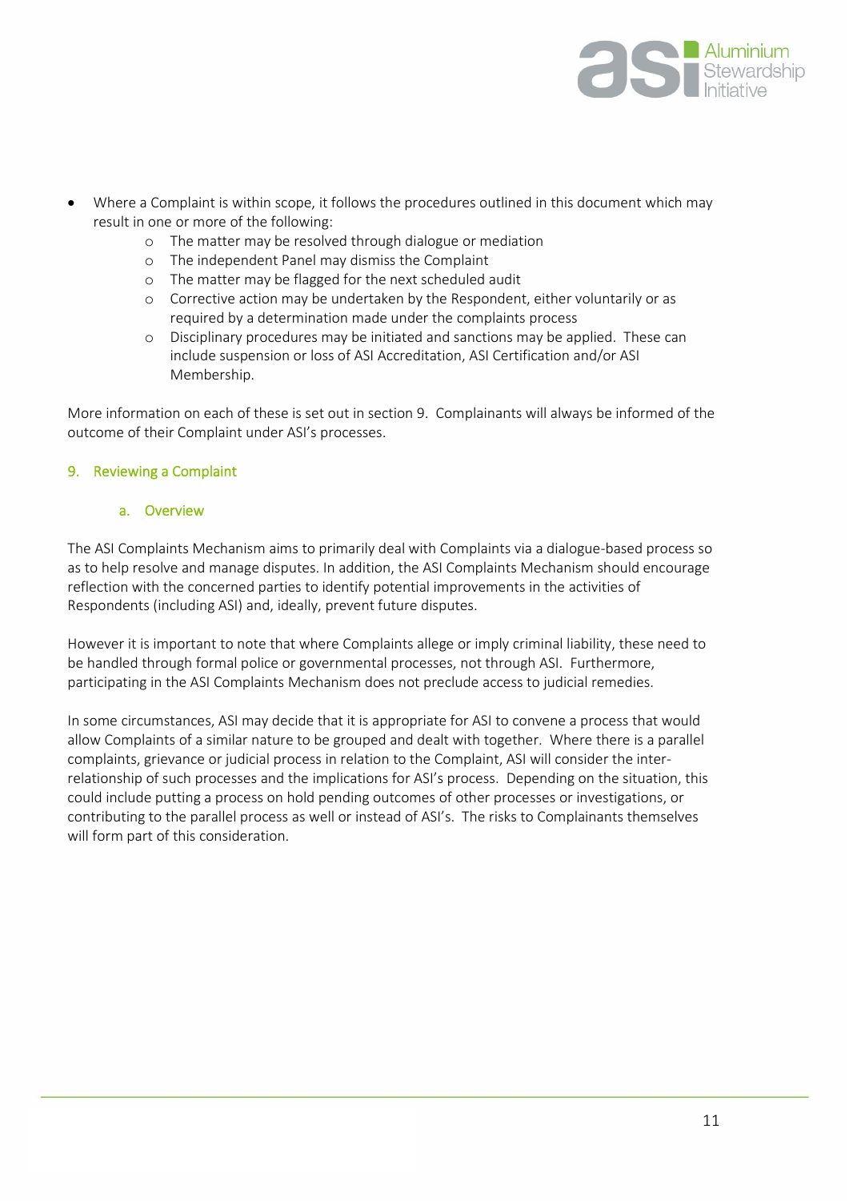- Where a Complaint is within scope, it follows the procedures outlined in this document which may result in one or more of the following:
    - The matter may be resolved through dialogue or mediation
    - The independent Panel may dismiss the Complaint
    - The matter may be flagged for the next scheduled audit
    - Corrective action may be undertaken by the Respondent, either voluntarily or as required by a determination made under the complaints process
    - Disciplinary procedures may be initiated and sanctions may be applied. These can include suspension or loss of ASI Accreditation, ASI Certification and/or ASI Membership.

More information on each of these is set out in section 9. Complainants will always be informed of the outcome of their Complaint under ASI's processes.

## 9. Reviewing a Complaint

### a. Overview

The ASI Complaints Mechanism aims to primarily deal with Complaints via a dialogue-based process so as to help resolve and manage disputes. In addition, the ASI Complaints Mechanism should encourage reflection with the concerned parties to identify potential improvements in the activities of Respondents (including ASI) and, ideally, prevent future disputes.

However it is important to note that where Complaints allege or imply criminal liability, these need to be handled through formal police or governmental processes, not through ASI. Furthermore, participating in the ASI Complaints Mechanism does not preclude access to judicial remedies.

In some circumstances, ASI may decide that it is appropriate for ASI to convene a process that would allow Complaints of a similar nature to be grouped and dealt with together. Where there is a parallel complaints, grievance or judicial process in relation to the Complaint, ASI will consider the inter-relationship of such processes and the implications for ASI's process. Depending on the situation, this could include putting a process on hold pending outcomes of other processes or investigations, or contributing to the parallel process as well or instead of ASI's. The risks to Complainants themselves will form part of this consideration.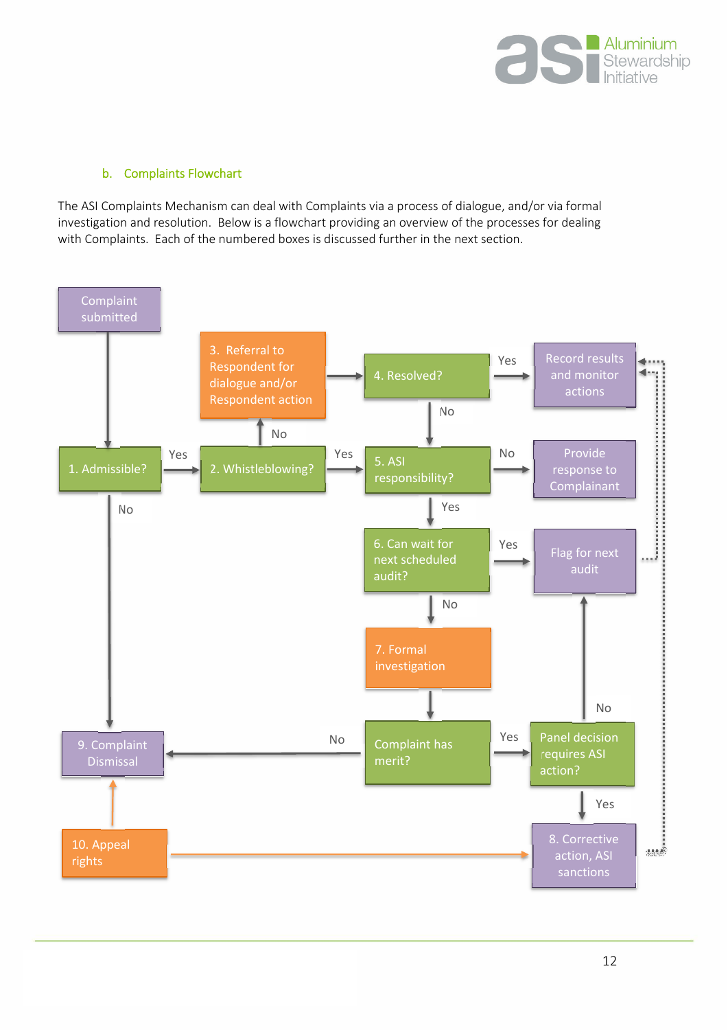### b. Complaints Flowchart

The ASI Complaints Mechanism can deal with Complaints via a process of dialogue, and/or via formal investigation and resolution. Below is a flowchart providing an overview of the processes for dealing with Complaints. Each of the numbered boxes is discussed further in the next section.

Complaint submitted

1. Admissible?
   - Yes → 2. Whistleblowing?
   - No → 9. Complaint Dismissal

2. Whistleblowing?
   - No → 3. Referral to Respondent for dialogue and/or Respondent action
   - Yes → 5. ASI responsibility?

3. Referral to Respondent for dialogue and/or Respondent action → 4. Resolved?

4. Resolved?
   - Yes → Record results and monitor actions
   - No → 5. ASI responsibility?

5. ASI responsibility?
   - No → Provide response to Complainant
   - Yes → 6. Can wait for next scheduled audit?

6. Can wait for next scheduled audit?
   - Yes → Flag for next audit (dotted line to Record results and monitor actions)
   - No → 7. Formal investigation

7. Formal investigation → Complaint has merit?

Complaint has merit?
   - No → 9. Complaint Dismissal
   - Yes → Panel decision requires ASI action?

Panel decision requires ASI action?
   - No → Flag for next audit
   - Yes → 8. Corrective action, ASI sanctions (dotted line to Record results and monitor actions)

10. Appeal rights → 9. Complaint Dismissal; → 8. Corrective action, ASI sanctions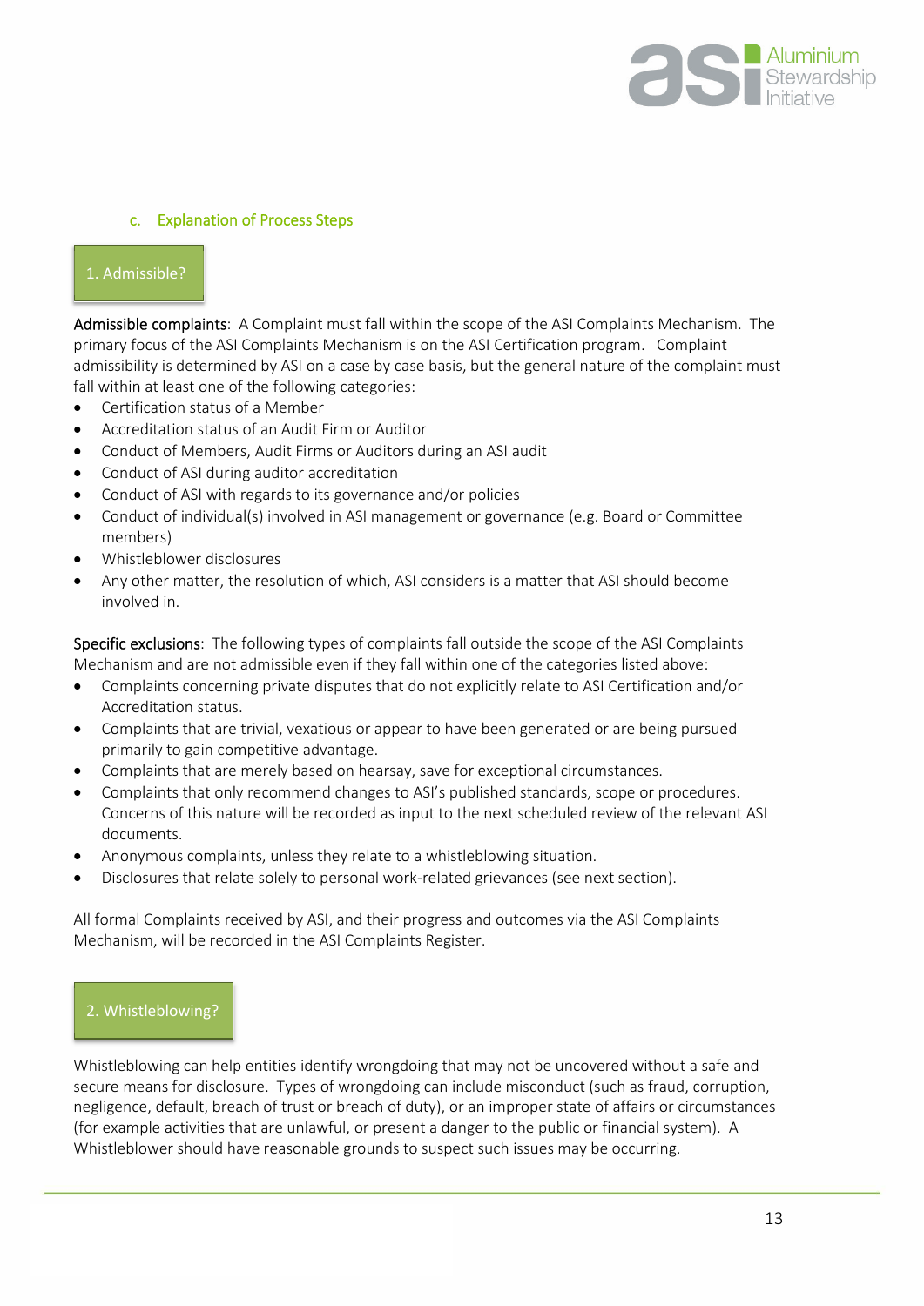### c. Explanation of Process Steps

#### 1. Admissible?

Admissible complaints: A Complaint must fall within the scope of the ASI Complaints Mechanism. The primary focus of the ASI Complaints Mechanism is on the ASI Certification program. Complaint admissibility is determined by ASI on a case by case basis, but the general nature of the complaint must fall within at least one of the following categories:

- Certification status of a Member
- Accreditation status of an Audit Firm or Auditor
- Conduct of Members, Audit Firms or Auditors during an ASI audit
- Conduct of ASI during auditor accreditation
- Conduct of ASI with regards to its governance and/or policies
- Conduct of individual(s) involved in ASI management or governance (e.g. Board or Committee members)
- Whistleblower disclosures
- Any other matter, the resolution of which, ASI considers is a matter that ASI should become involved in.

Specific exclusions: The following types of complaints fall outside the scope of the ASI Complaints Mechanism and are not admissible even if they fall within one of the categories listed above:

- Complaints concerning private disputes that do not explicitly relate to ASI Certification and/or Accreditation status.
- Complaints that are trivial, vexatious or appear to have been generated or are being pursued primarily to gain competitive advantage.
- Complaints that are merely based on hearsay, save for exceptional circumstances.
- Complaints that only recommend changes to ASI's published standards, scope or procedures. Concerns of this nature will be recorded as input to the next scheduled review of the relevant ASI documents.
- Anonymous complaints, unless they relate to a whistleblowing situation.
- Disclosures that relate solely to personal work-related grievances (see next section).

All formal Complaints received by ASI, and their progress and outcomes via the ASI Complaints Mechanism, will be recorded in the ASI Complaints Register.

#### 2. Whistleblowing?

Whistleblowing can help entities identify wrongdoing that may not be uncovered without a safe and secure means for disclosure. Types of wrongdoing can include misconduct (such as fraud, corruption, negligence, default, breach of trust or breach of duty), or an improper state of affairs or circumstances (for example activities that are unlawful, or present a danger to the public or financial system). A Whistleblower should have reasonable grounds to suspect such issues may be occurring.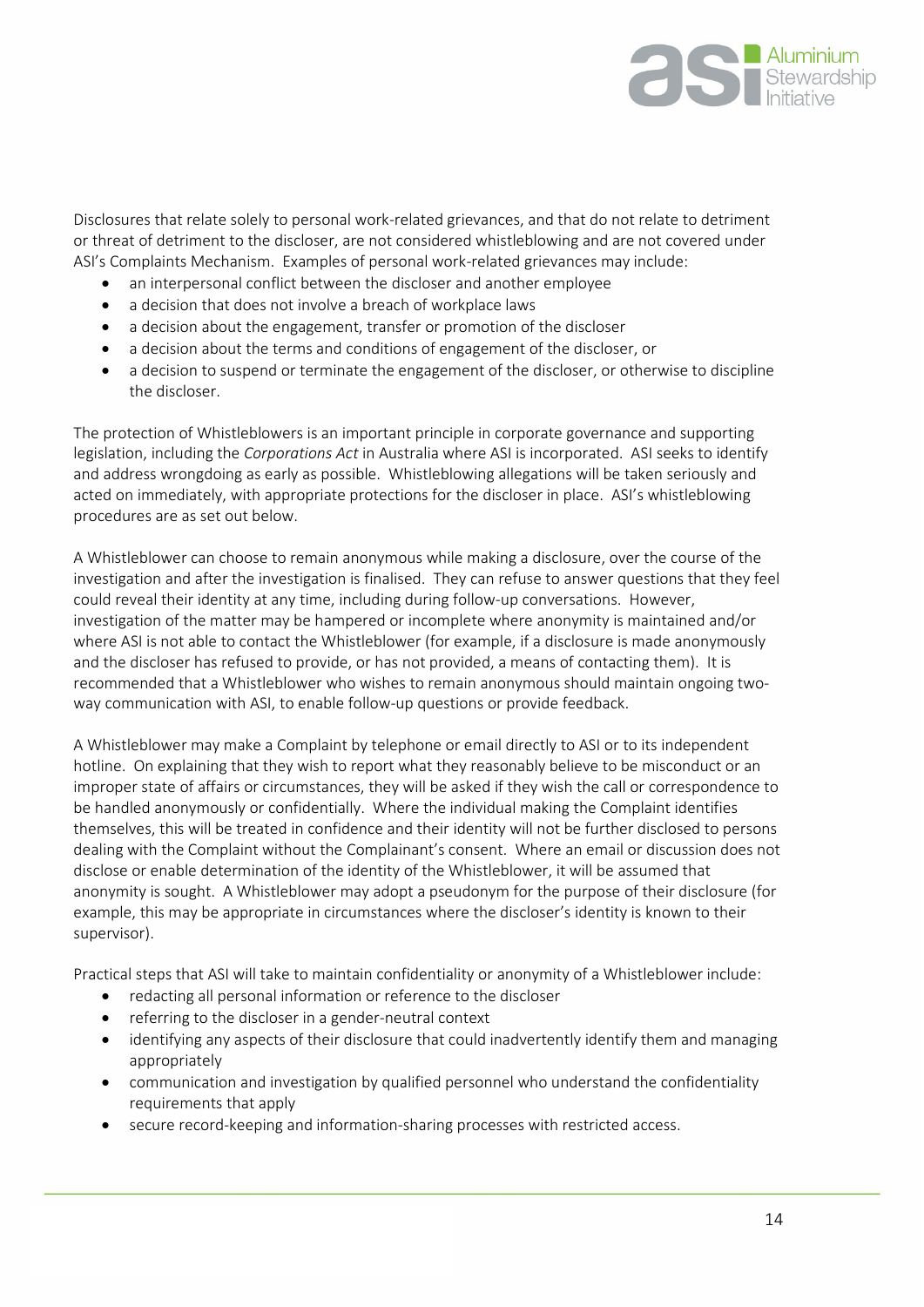Disclosures that relate solely to personal work-related grievances, and that do not relate to detriment or threat of detriment to the discloser, are not considered whistleblowing and are not covered under ASI's Complaints Mechanism. Examples of personal work-related grievances may include:

- an interpersonal conflict between the discloser and another employee
- a decision that does not involve a breach of workplace laws
- a decision about the engagement, transfer or promotion of the discloser
- a decision about the terms and conditions of engagement of the discloser, or
- a decision to suspend or terminate the engagement of the discloser, or otherwise to discipline the discloser.

The protection of Whistleblowers is an important principle in corporate governance and supporting legislation, including the *Corporations Act* in Australia where ASI is incorporated. ASI seeks to identify and address wrongdoing as early as possible. Whistleblowing allegations will be taken seriously and acted on immediately, with appropriate protections for the discloser in place. ASI's whistleblowing procedures are as set out below.

A Whistleblower can choose to remain anonymous while making a disclosure, over the course of the investigation and after the investigation is finalised. They can refuse to answer questions that they feel could reveal their identity at any time, including during follow-up conversations. However, investigation of the matter may be hampered or incomplete where anonymity is maintained and/or where ASI is not able to contact the Whistleblower (for example, if a disclosure is made anonymously and the discloser has refused to provide, or has not provided, a means of contacting them). It is recommended that a Whistleblower who wishes to remain anonymous should maintain ongoing two-way communication with ASI, to enable follow-up questions or provide feedback.

A Whistleblower may make a Complaint by telephone or email directly to ASI or to its independent hotline. On explaining that they wish to report what they reasonably believe to be misconduct or an improper state of affairs or circumstances, they will be asked if they wish the call or correspondence to be handled anonymously or confidentially. Where the individual making the Complaint identifies themselves, this will be treated in confidence and their identity will not be further disclosed to persons dealing with the Complaint without the Complainant's consent. Where an email or discussion does not disclose or enable determination of the identity of the Whistleblower, it will be assumed that anonymity is sought. A Whistleblower may adopt a pseudonym for the purpose of their disclosure (for example, this may be appropriate in circumstances where the discloser's identity is known to their supervisor).

Practical steps that ASI will take to maintain confidentiality or anonymity of a Whistleblower include:

- redacting all personal information or reference to the discloser
- referring to the discloser in a gender-neutral context
- identifying any aspects of their disclosure that could inadvertently identify them and managing appropriately
- communication and investigation by qualified personnel who understand the confidentiality requirements that apply
- secure record-keeping and information-sharing processes with restricted access.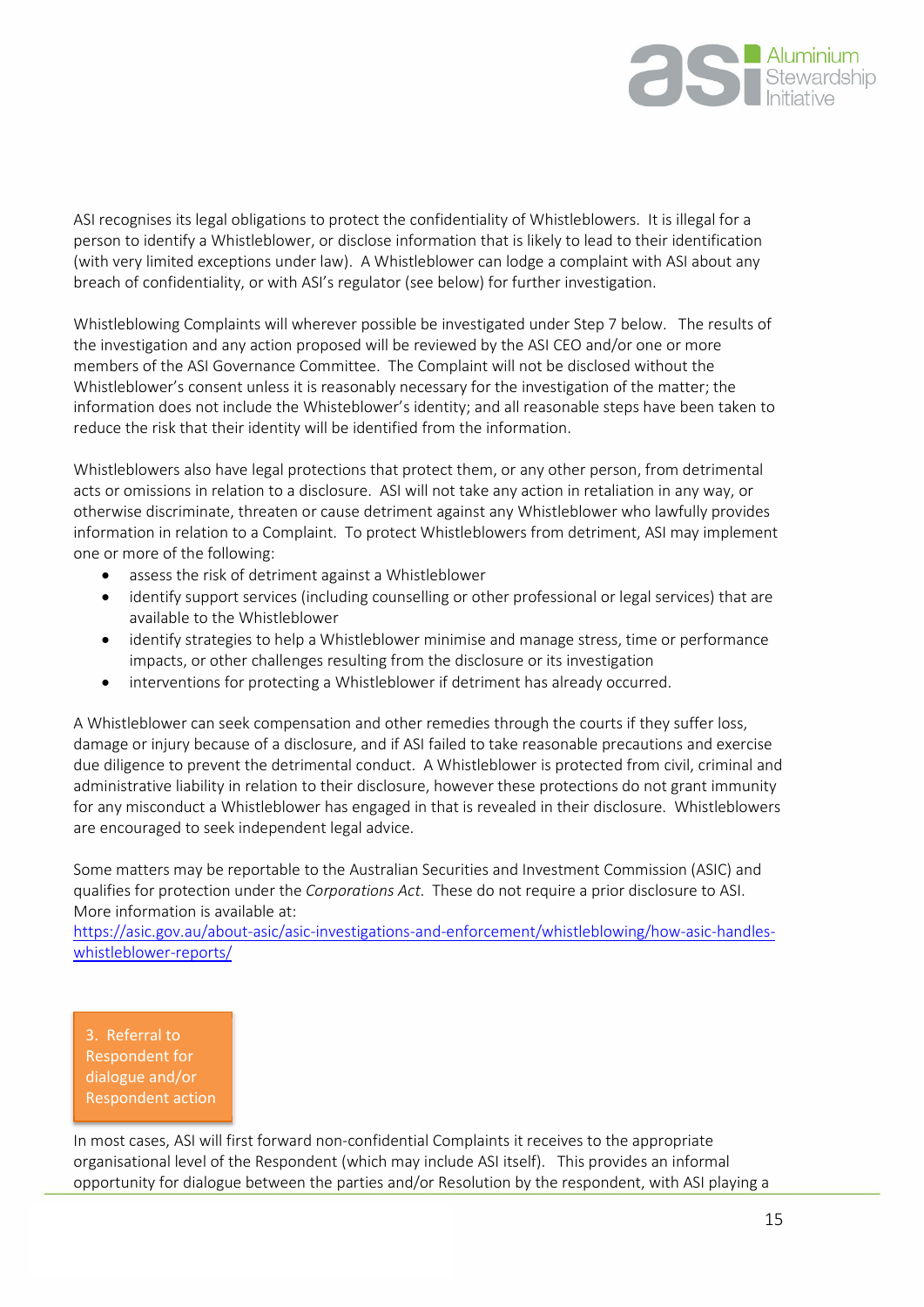ASI recognises its legal obligations to protect the confidentiality of Whistleblowers. It is illegal for a person to identify a Whistleblower, or disclose information that is likely to lead to their identification (with very limited exceptions under law). A Whistleblower can lodge a complaint with ASI about any breach of confidentiality, or with ASI's regulator (see below) for further investigation.

Whistleblowing Complaints will wherever possible be investigated under Step 7 below. The results of the investigation and any action proposed will be reviewed by the ASI CEO and/or one or more members of the ASI Governance Committee. The Complaint will not be disclosed without the Whistleblower's consent unless it is reasonably necessary for the investigation of the matter; the information does not include the Whisteblower's identity; and all reasonable steps have been taken to reduce the risk that their identity will be identified from the information.

Whistleblowers also have legal protections that protect them, or any other person, from detrimental acts or omissions in relation to a disclosure. ASI will not take any action in retaliation in any way, or otherwise discriminate, threaten or cause detriment against any Whistleblower who lawfully provides information in relation to a Complaint. To protect Whistleblowers from detriment, ASI may implement one or more of the following:

- assess the risk of detriment against a Whistleblower
- identify support services (including counselling or other professional or legal services) that are available to the Whistleblower
- identify strategies to help a Whistleblower minimise and manage stress, time or performance impacts, or other challenges resulting from the disclosure or its investigation
- interventions for protecting a Whistleblower if detriment has already occurred.

A Whistleblower can seek compensation and other remedies through the courts if they suffer loss, damage or injury because of a disclosure, and if ASI failed to take reasonable precautions and exercise due diligence to prevent the detrimental conduct. A Whistleblower is protected from civil, criminal and administrative liability in relation to their disclosure, however these protections do not grant immunity for any misconduct a Whistleblower has engaged in that is revealed in their disclosure. Whistleblowers are encouraged to seek independent legal advice.

Some matters may be reportable to the Australian Securities and Investment Commission (ASIC) and qualifies for protection under the *Corporations Act*. These do not require a prior disclosure to ASI. More information is available at: https://asic.gov.au/about-asic/asic-investigations-and-enforcement/whistleblowing/how-asic-handles-whistleblower-reports/

## 3. Referral to Respondent for dialogue and/or Respondent action

In most cases, ASI will first forward non-confidential Complaints it receives to the appropriate organisational level of the Respondent (which may include ASI itself). This provides an informal opportunity for dialogue between the parties and/or Resolution by the respondent, with ASI playing a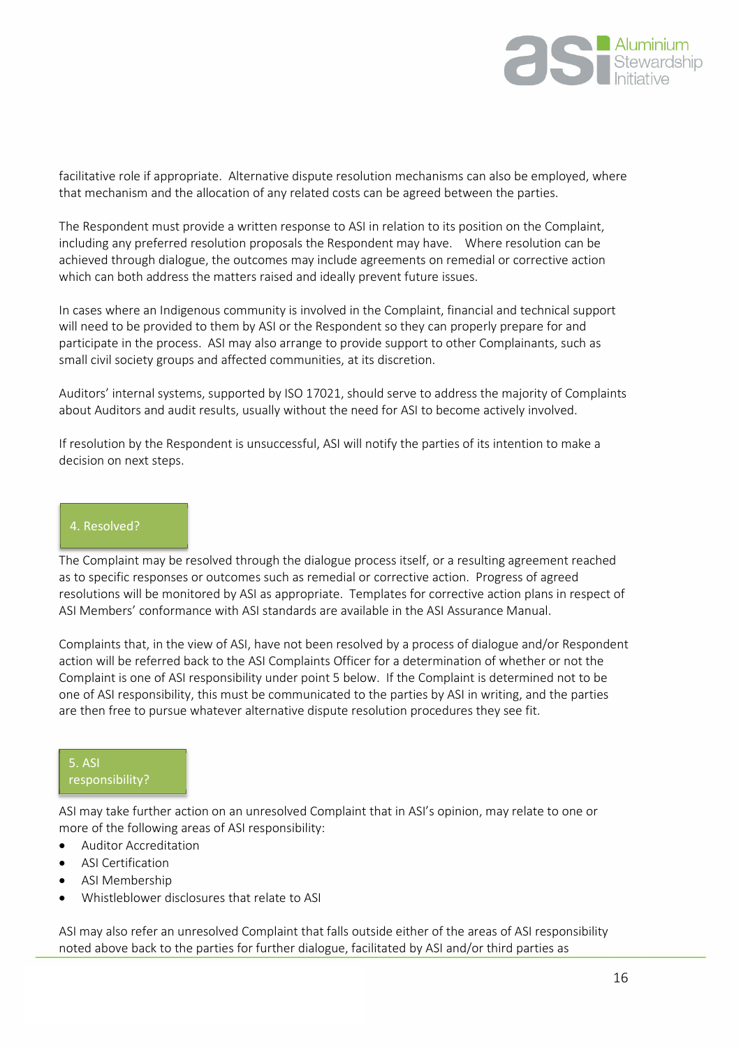facilitative role if appropriate. Alternative dispute resolution mechanisms can also be employed, where that mechanism and the allocation of any related costs can be agreed between the parties.

The Respondent must provide a written response to ASI in relation to its position on the Complaint, including any preferred resolution proposals the Respondent may have. Where resolution can be achieved through dialogue, the outcomes may include agreements on remedial or corrective action which can both address the matters raised and ideally prevent future issues.

In cases where an Indigenous community is involved in the Complaint, financial and technical support will need to be provided to them by ASI or the Respondent so they can properly prepare for and participate in the process. ASI may also arrange to provide support to other Complainants, such as small civil society groups and affected communities, at its discretion.

Auditors' internal systems, supported by ISO 17021, should serve to address the majority of Complaints about Auditors and audit results, usually without the need for ASI to become actively involved.

If resolution by the Respondent is unsuccessful, ASI will notify the parties of its intention to make a decision on next steps.

### 4. Resolved?

The Complaint may be resolved through the dialogue process itself, or a resulting agreement reached as to specific responses or outcomes such as remedial or corrective action. Progress of agreed resolutions will be monitored by ASI as appropriate. Templates for corrective action plans in respect of ASI Members' conformance with ASI standards are available in the ASI Assurance Manual.

Complaints that, in the view of ASI, have not been resolved by a process of dialogue and/or Respondent action will be referred back to the ASI Complaints Officer for a determination of whether or not the Complaint is one of ASI responsibility under point 5 below. If the Complaint is determined not to be one of ASI responsibility, this must be communicated to the parties by ASI in writing, and the parties are then free to pursue whatever alternative dispute resolution procedures they see fit.

### 5. ASI responsibility?

ASI may take further action on an unresolved Complaint that in ASI's opinion, may relate to one or more of the following areas of ASI responsibility:

- Auditor Accreditation
- ASI Certification
- ASI Membership
- Whistleblower disclosures that relate to ASI

ASI may also refer an unresolved Complaint that falls outside either of the areas of ASI responsibility noted above back to the parties for further dialogue, facilitated by ASI and/or third parties as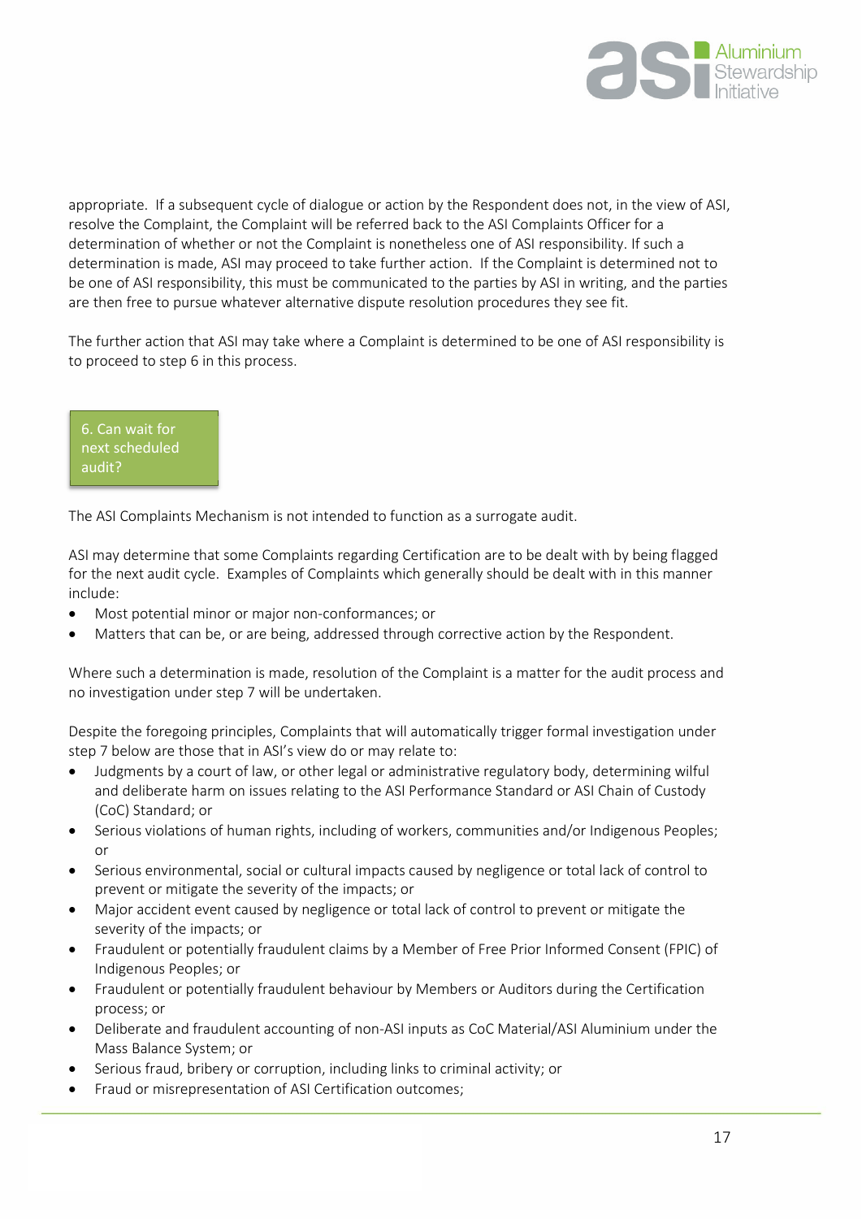appropriate. If a subsequent cycle of dialogue or action by the Respondent does not, in the view of ASI, resolve the Complaint, the Complaint will be referred back to the ASI Complaints Officer for a determination of whether or not the Complaint is nonetheless one of ASI responsibility. If such a determination is made, ASI may proceed to take further action. If the Complaint is determined not to be one of ASI responsibility, this must be communicated to the parties by ASI in writing, and the parties are then free to pursue whatever alternative dispute resolution procedures they see fit.

The further action that ASI may take where a Complaint is determined to be one of ASI responsibility is to proceed to step 6 in this process.

### 6. Can wait for next scheduled audit?

The ASI Complaints Mechanism is not intended to function as a surrogate audit.

ASI may determine that some Complaints regarding Certification are to be dealt with by being flagged for the next audit cycle. Examples of Complaints which generally should be dealt with in this manner include:

- Most potential minor or major non-conformances; or
- Matters that can be, or are being, addressed through corrective action by the Respondent.

Where such a determination is made, resolution of the Complaint is a matter for the audit process and no investigation under step 7 will be undertaken.

Despite the foregoing principles, Complaints that will automatically trigger formal investigation under step 7 below are those that in ASI's view do or may relate to:

- Judgments by a court of law, or other legal or administrative regulatory body, determining wilful and deliberate harm on issues relating to the ASI Performance Standard or ASI Chain of Custody (CoC) Standard; or
- Serious violations of human rights, including of workers, communities and/or Indigenous Peoples; or
- Serious environmental, social or cultural impacts caused by negligence or total lack of control to prevent or mitigate the severity of the impacts; or
- Major accident event caused by negligence or total lack of control to prevent or mitigate the severity of the impacts; or
- Fraudulent or potentially fraudulent claims by a Member of Free Prior Informed Consent (FPIC) of Indigenous Peoples; or
- Fraudulent or potentially fraudulent behaviour by Members or Auditors during the Certification process; or
- Deliberate and fraudulent accounting of non-ASI inputs as CoC Material/ASI Aluminium under the Mass Balance System; or
- Serious fraud, bribery or corruption, including links to criminal activity; or
- Fraud or misrepresentation of ASI Certification outcomes;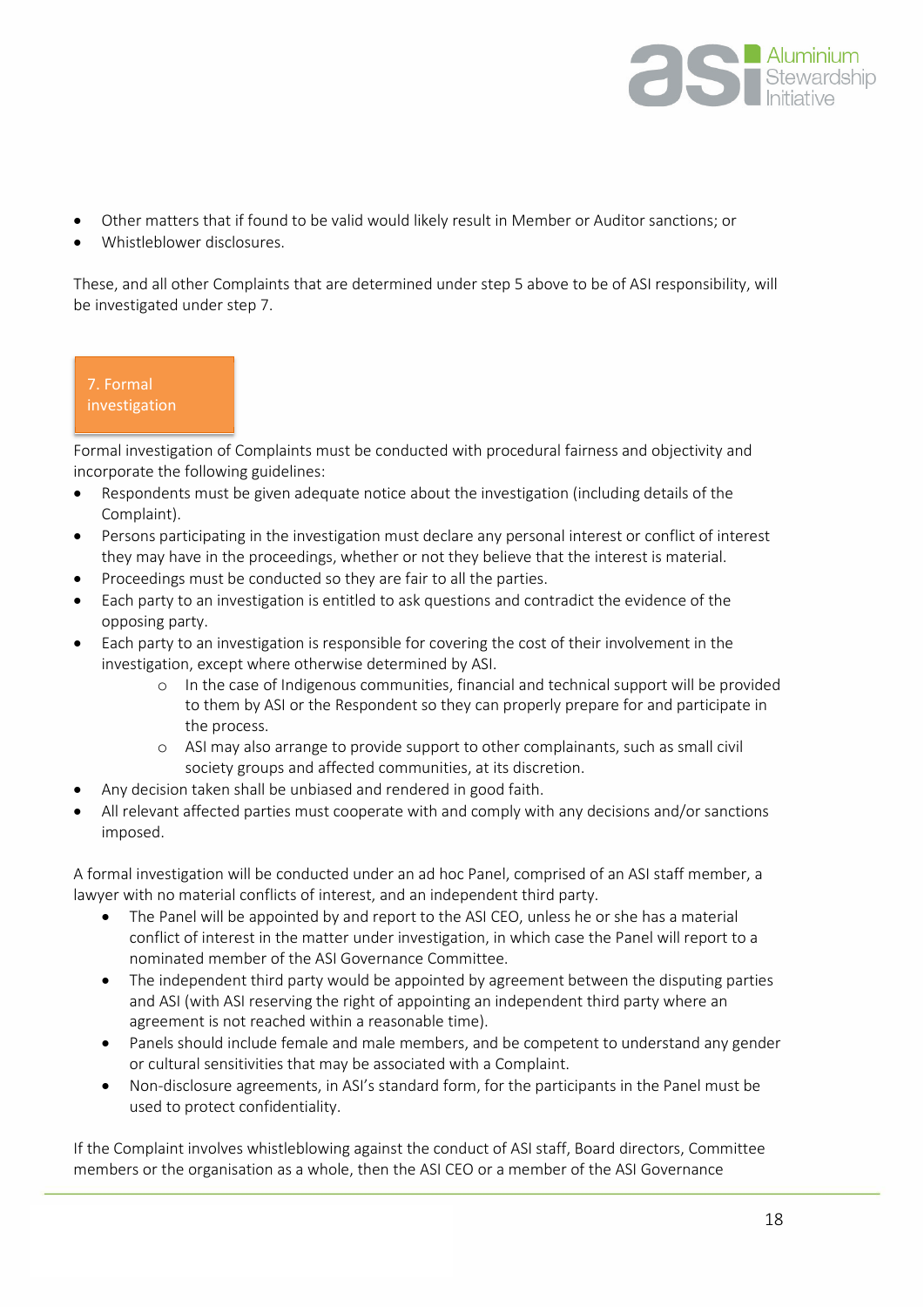- Other matters that if found to be valid would likely result in Member or Auditor sanctions; or
- Whistleblower disclosures.

These, and all other Complaints that are determined under step 5 above to be of ASI responsibility, will be investigated under step 7.

## 7. Formal investigation

Formal investigation of Complaints must be conducted with procedural fairness and objectivity and incorporate the following guidelines:

- Respondents must be given adequate notice about the investigation (including details of the Complaint).
- Persons participating in the investigation must declare any personal interest or conflict of interest they may have in the proceedings, whether or not they believe that the interest is material.
- Proceedings must be conducted so they are fair to all the parties.
- Each party to an investigation is entitled to ask questions and contradict the evidence of the opposing party.
- Each party to an investigation is responsible for covering the cost of their involvement in the investigation, except where otherwise determined by ASI.
  - In the case of Indigenous communities, financial and technical support will be provided to them by ASI or the Respondent so they can properly prepare for and participate in the process.
  - ASI may also arrange to provide support to other complainants, such as small civil society groups and affected communities, at its discretion.
- Any decision taken shall be unbiased and rendered in good faith.
- All relevant affected parties must cooperate with and comply with any decisions and/or sanctions imposed.

A formal investigation will be conducted under an ad hoc Panel, comprised of an ASI staff member, a lawyer with no material conflicts of interest, and an independent third party.

- The Panel will be appointed by and report to the ASI CEO, unless he or she has a material conflict of interest in the matter under investigation, in which case the Panel will report to a nominated member of the ASI Governance Committee.
- The independent third party would be appointed by agreement between the disputing parties and ASI (with ASI reserving the right of appointing an independent third party where an agreement is not reached within a reasonable time).
- Panels should include female and male members, and be competent to understand any gender or cultural sensitivities that may be associated with a Complaint.
- Non-disclosure agreements, in ASI's standard form, for the participants in the Panel must be used to protect confidentiality.

If the Complaint involves whistleblowing against the conduct of ASI staff, Board directors, Committee members or the organisation as a whole, then the ASI CEO or a member of the ASI Governance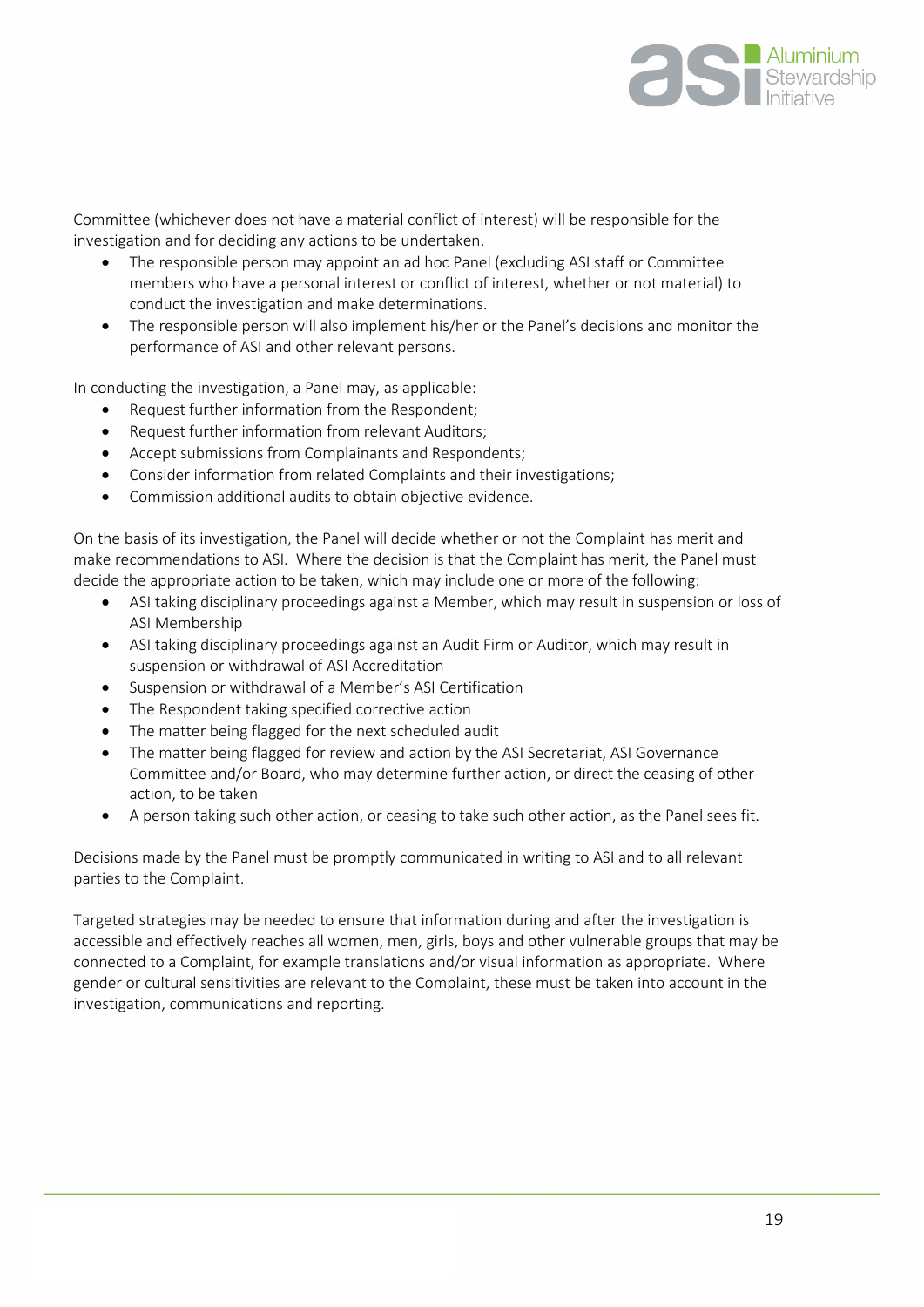Committee (whichever does not have a material conflict of interest) will be responsible for the investigation and for deciding any actions to be undertaken.

- The responsible person may appoint an ad hoc Panel (excluding ASI staff or Committee members who have a personal interest or conflict of interest, whether or not material) to conduct the investigation and make determinations.
- The responsible person will also implement his/her or the Panel's decisions and monitor the performance of ASI and other relevant persons.

In conducting the investigation, a Panel may, as applicable:

- Request further information from the Respondent;
- Request further information from relevant Auditors;
- Accept submissions from Complainants and Respondents;
- Consider information from related Complaints and their investigations;
- Commission additional audits to obtain objective evidence.

On the basis of its investigation, the Panel will decide whether or not the Complaint has merit and make recommendations to ASI. Where the decision is that the Complaint has merit, the Panel must decide the appropriate action to be taken, which may include one or more of the following:

- ASI taking disciplinary proceedings against a Member, which may result in suspension or loss of ASI Membership
- ASI taking disciplinary proceedings against an Audit Firm or Auditor, which may result in suspension or withdrawal of ASI Accreditation
- Suspension or withdrawal of a Member's ASI Certification
- The Respondent taking specified corrective action
- The matter being flagged for the next scheduled audit
- The matter being flagged for review and action by the ASI Secretariat, ASI Governance Committee and/or Board, who may determine further action, or direct the ceasing of other action, to be taken
- A person taking such other action, or ceasing to take such other action, as the Panel sees fit.

Decisions made by the Panel must be promptly communicated in writing to ASI and to all relevant parties to the Complaint.

Targeted strategies may be needed to ensure that information during and after the investigation is accessible and effectively reaches all women, men, girls, boys and other vulnerable groups that may be connected to a Complaint, for example translations and/or visual information as appropriate. Where gender or cultural sensitivities are relevant to the Complaint, these must be taken into account in the investigation, communications and reporting.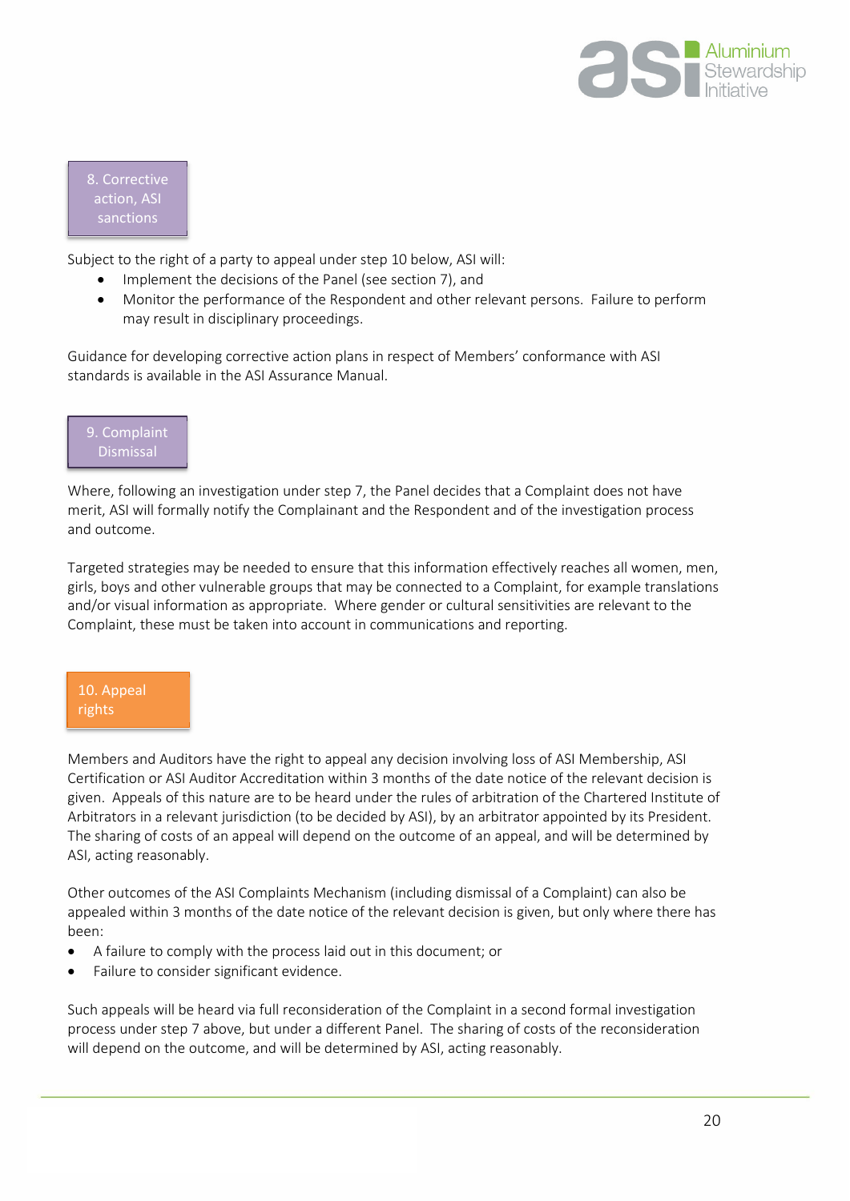### 8. Corrective action, ASI sanctions

Subject to the right of a party to appeal under step 10 below, ASI will:

- Implement the decisions of the Panel (see section 7), and
- Monitor the performance of the Respondent and other relevant persons. Failure to perform may result in disciplinary proceedings.

Guidance for developing corrective action plans in respect of Members' conformance with ASI standards is available in the ASI Assurance Manual.

### 9. Complaint Dismissal

Where, following an investigation under step 7, the Panel decides that a Complaint does not have merit, ASI will formally notify the Complainant and the Respondent and of the investigation process and outcome.

Targeted strategies may be needed to ensure that this information effectively reaches all women, men, girls, boys and other vulnerable groups that may be connected to a Complaint, for example translations and/or visual information as appropriate. Where gender or cultural sensitivities are relevant to the Complaint, these must be taken into account in communications and reporting.

### 10. Appeal rights

Members and Auditors have the right to appeal any decision involving loss of ASI Membership, ASI Certification or ASI Auditor Accreditation within 3 months of the date notice of the relevant decision is given. Appeals of this nature are to be heard under the rules of arbitration of the Chartered Institute of Arbitrators in a relevant jurisdiction (to be decided by ASI), by an arbitrator appointed by its President. The sharing of costs of an appeal will depend on the outcome of an appeal, and will be determined by ASI, acting reasonably.

Other outcomes of the ASI Complaints Mechanism (including dismissal of a Complaint) can also be appealed within 3 months of the date notice of the relevant decision is given, but only where there has been:

- A failure to comply with the process laid out in this document; or
- Failure to consider significant evidence.

Such appeals will be heard via full reconsideration of the Complaint in a second formal investigation process under step 7 above, but under a different Panel. The sharing of costs of the reconsideration will depend on the outcome, and will be determined by ASI, acting reasonably.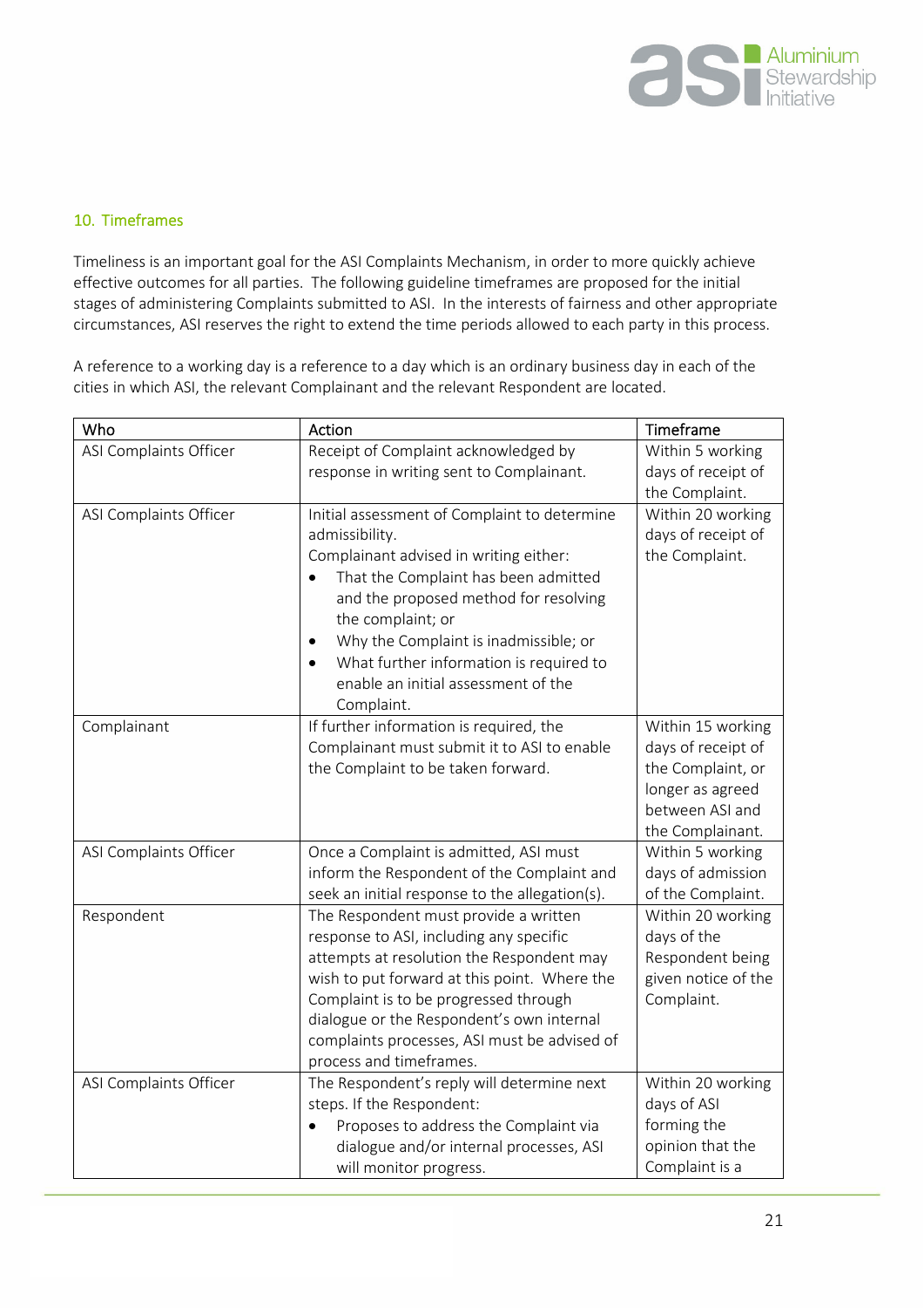## 10. Timeframes

Timeliness is an important goal for the ASI Complaints Mechanism, in order to more quickly achieve effective outcomes for all parties. The following guideline timeframes are proposed for the initial stages of administering Complaints submitted to ASI. In the interests of fairness and other appropriate circumstances, ASI reserves the right to extend the time periods allowed to each party in this process.

A reference to a working day is a reference to a day which is an ordinary business day in each of the cities in which ASI, the relevant Complainant and the relevant Respondent are located.

| Who | Action | Timeframe |
|---|---|---|
| ASI Complaints Officer | Receipt of Complaint acknowledged by response in writing sent to Complainant. | Within 5 working days of receipt of the Complaint. |
| ASI Complaints Officer | Initial assessment of Complaint to determine admissibility.<br>Complainant advised in writing either:<br>• That the Complaint has been admitted and the proposed method for resolving the complaint; or<br>• Why the Complaint is inadmissible; or<br>• What further information is required to enable an initial assessment of the Complaint. | Within 20 working days of receipt of the Complaint. |
| Complainant | If further information is required, the Complainant must submit it to ASI to enable the Complaint to be taken forward. | Within 15 working days of receipt of the Complaint, or longer as agreed between ASI and the Complainant. |
| ASI Complaints Officer | Once a Complaint is admitted, ASI must inform the Respondent of the Complaint and seek an initial response to the allegation(s). | Within 5 working days of admission of the Complaint. |
| Respondent | The Respondent must provide a written response to ASI, including any specific attempts at resolution the Respondent may wish to put forward at this point. Where the Complaint is to be progressed through dialogue or the Respondent's own internal complaints processes, ASI must be advised of process and timeframes. | Within 20 working days of the Respondent being given notice of the Complaint. |
| ASI Complaints Officer | The Respondent's reply will determine next steps. If the Respondent:<br>• Proposes to address the Complaint via dialogue and/or internal processes, ASI will monitor progress. | Within 20 working days of ASI forming the opinion that the Complaint is a |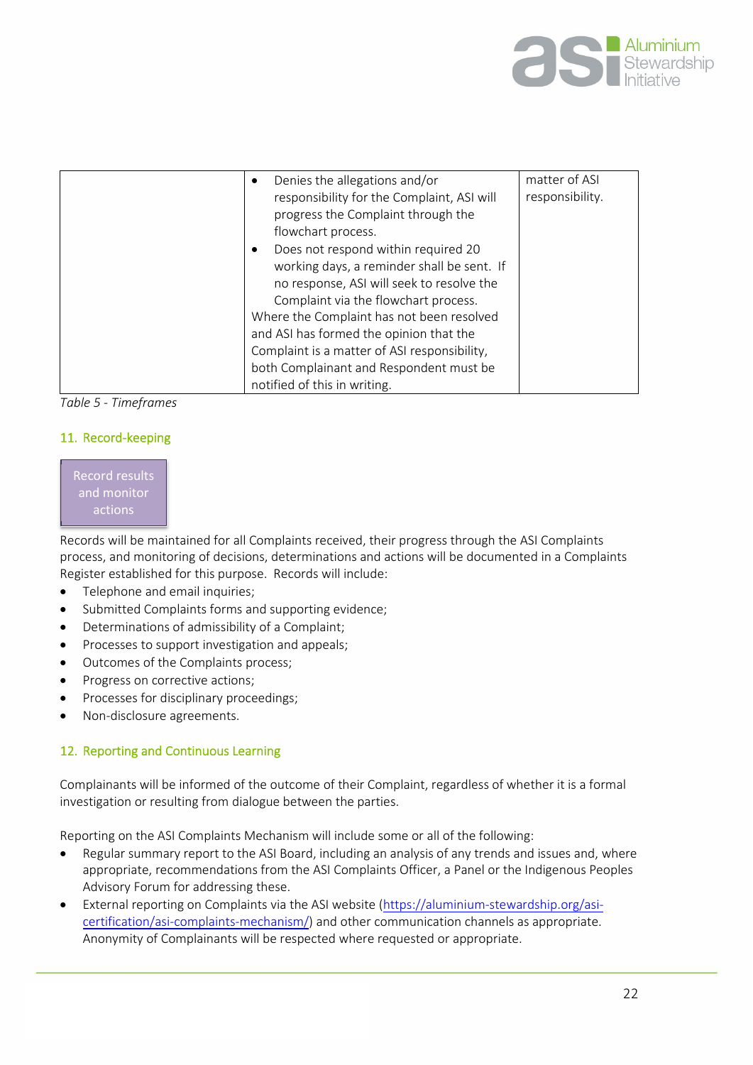| | | |
|---|---|---|
| | • Denies the allegations and/or responsibility for the Complaint, ASI will progress the Complaint through the flowchart process.<br>• Does not respond within required 20 working days, a reminder shall be sent. If no response, ASI will seek to resolve the Complaint via the flowchart process.<br>Where the Complaint has not been resolved and ASI has formed the opinion that the Complaint is a matter of ASI responsibility, both Complainant and Respondent must be notified of this in writing. | matter of ASI responsibility. |

*Table 5 - Timeframes*

## 11. Record-keeping

Record results and monitor actions

Records will be maintained for all Complaints received, their progress through the ASI Complaints process, and monitoring of decisions, determinations and actions will be documented in a Complaints Register established for this purpose. Records will include:

- Telephone and email inquiries;
- Submitted Complaints forms and supporting evidence;
- Determinations of admissibility of a Complaint;
- Processes to support investigation and appeals;
- Outcomes of the Complaints process;
- Progress on corrective actions;
- Processes for disciplinary proceedings;
- Non-disclosure agreements.

## 12. Reporting and Continuous Learning

Complainants will be informed of the outcome of their Complaint, regardless of whether it is a formal investigation or resulting from dialogue between the parties.

Reporting on the ASI Complaints Mechanism will include some or all of the following:

- Regular summary report to the ASI Board, including an analysis of any trends and issues and, where appropriate, recommendations from the ASI Complaints Officer, a Panel or the Indigenous Peoples Advisory Forum for addressing these.
- External reporting on Complaints via the ASI website ([https://aluminium-stewardship.org/asi-certification/asi-complaints-mechanism/](https://aluminium-stewardship.org/asi-certification/asi-complaints-mechanism/)) and other communication channels as appropriate. Anonymity of Complainants will be respected where requested or appropriate.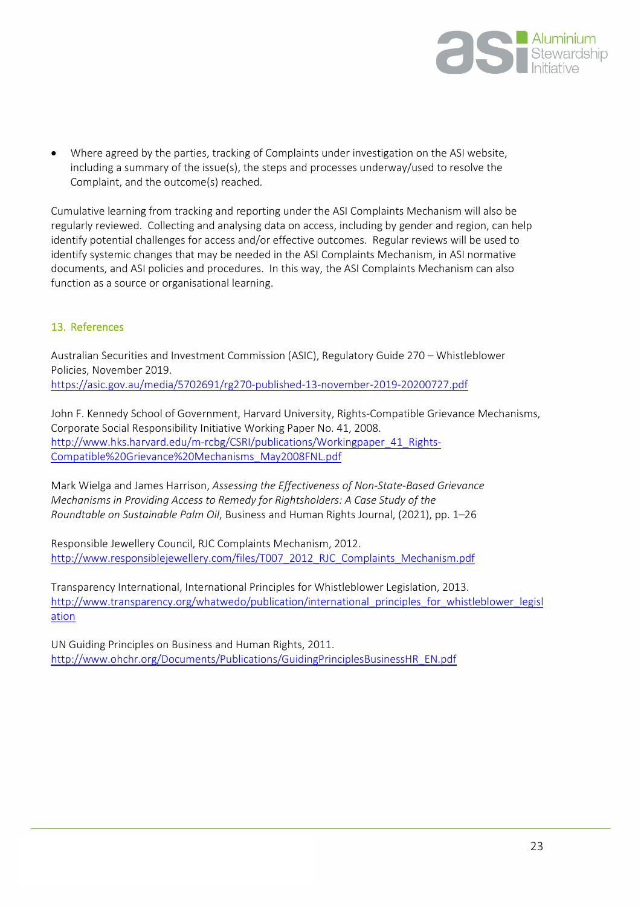- Where agreed by the parties, tracking of Complaints under investigation on the ASI website, including a summary of the issue(s), the steps and processes underway/used to resolve the Complaint, and the outcome(s) reached.

Cumulative learning from tracking and reporting under the ASI Complaints Mechanism will also be regularly reviewed. Collecting and analysing data on access, including by gender and region, can help identify potential challenges for access and/or effective outcomes. Regular reviews will be used to identify systemic changes that may be needed in the ASI Complaints Mechanism, in ASI normative documents, and ASI policies and procedures. In this way, the ASI Complaints Mechanism can also function as a source or organisational learning.

## 13. References

Australian Securities and Investment Commission (ASIC), Regulatory Guide 270 – Whistleblower Policies, November 2019.
https://asic.gov.au/media/5702691/rg270-published-13-november-2019-20200727.pdf

John F. Kennedy School of Government, Harvard University, Rights-Compatible Grievance Mechanisms, Corporate Social Responsibility Initiative Working Paper No. 41, 2008.
http://www.hks.harvard.edu/m-rcbg/CSRI/publications/Workingpaper_41_Rights-Compatible%20Grievance%20Mechanisms_May2008FNL.pdf

Mark Wielga and James Harrison, *Assessing the Effectiveness of Non-State-Based Grievance Mechanisms in Providing Access to Remedy for Rightsholders: A Case Study of the Roundtable on Sustainable Palm Oil*, Business and Human Rights Journal, (2021), pp. 1–26

Responsible Jewellery Council, RJC Complaints Mechanism, 2012.
http://www.responsiblejewellery.com/files/T007_2012_RJC_Complaints_Mechanism.pdf

Transparency International, International Principles for Whistleblower Legislation, 2013.
http://www.transparency.org/whatwedo/publication/international_principles_for_whistleblower_legislation

UN Guiding Principles on Business and Human Rights, 2011.
http://www.ohchr.org/Documents/Publications/GuidingPrinciplesBusinessHR_EN.pdf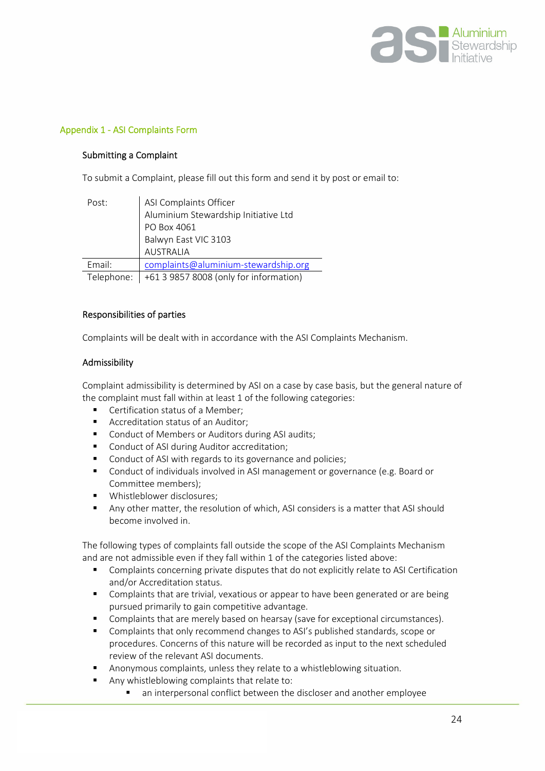## Appendix 1 - ASI Complaints Form

### Submitting a Complaint

To submit a Complaint, please fill out this form and send it by post or email to:

| | |
|---|---|
| Post: | ASI Complaints Officer<br>Aluminium Stewardship Initiative Ltd<br>PO Box 4061<br>Balwyn East VIC 3103<br>AUSTRALIA |
| Email: | complaints@aluminium-stewardship.org |
| Telephone: | +61 3 9857 8008 (only for information) |

### Responsibilities of parties

Complaints will be dealt with in accordance with the ASI Complaints Mechanism.

### Admissibility

Complaint admissibility is determined by ASI on a case by case basis, but the general nature of the complaint must fall within at least 1 of the following categories:

- Certification status of a Member;
- Accreditation status of an Auditor;
- Conduct of Members or Auditors during ASI audits;
- Conduct of ASI during Auditor accreditation;
- Conduct of ASI with regards to its governance and policies;
- Conduct of individuals involved in ASI management or governance (e.g. Board or Committee members);
- Whistleblower disclosures;
- Any other matter, the resolution of which, ASI considers is a matter that ASI should become involved in.

The following types of complaints fall outside the scope of the ASI Complaints Mechanism and are not admissible even if they fall within 1 of the categories listed above:

- Complaints concerning private disputes that do not explicitly relate to ASI Certification and/or Accreditation status.
- Complaints that are trivial, vexatious or appear to have been generated or are being pursued primarily to gain competitive advantage.
- Complaints that are merely based on hearsay (save for exceptional circumstances).
- Complaints that only recommend changes to ASI's published standards, scope or procedures. Concerns of this nature will be recorded as input to the next scheduled review of the relevant ASI documents.
- Anonymous complaints, unless they relate to a whistleblowing situation.
- Any whistleblowing complaints that relate to:
  - an interpersonal conflict between the discloser and another employee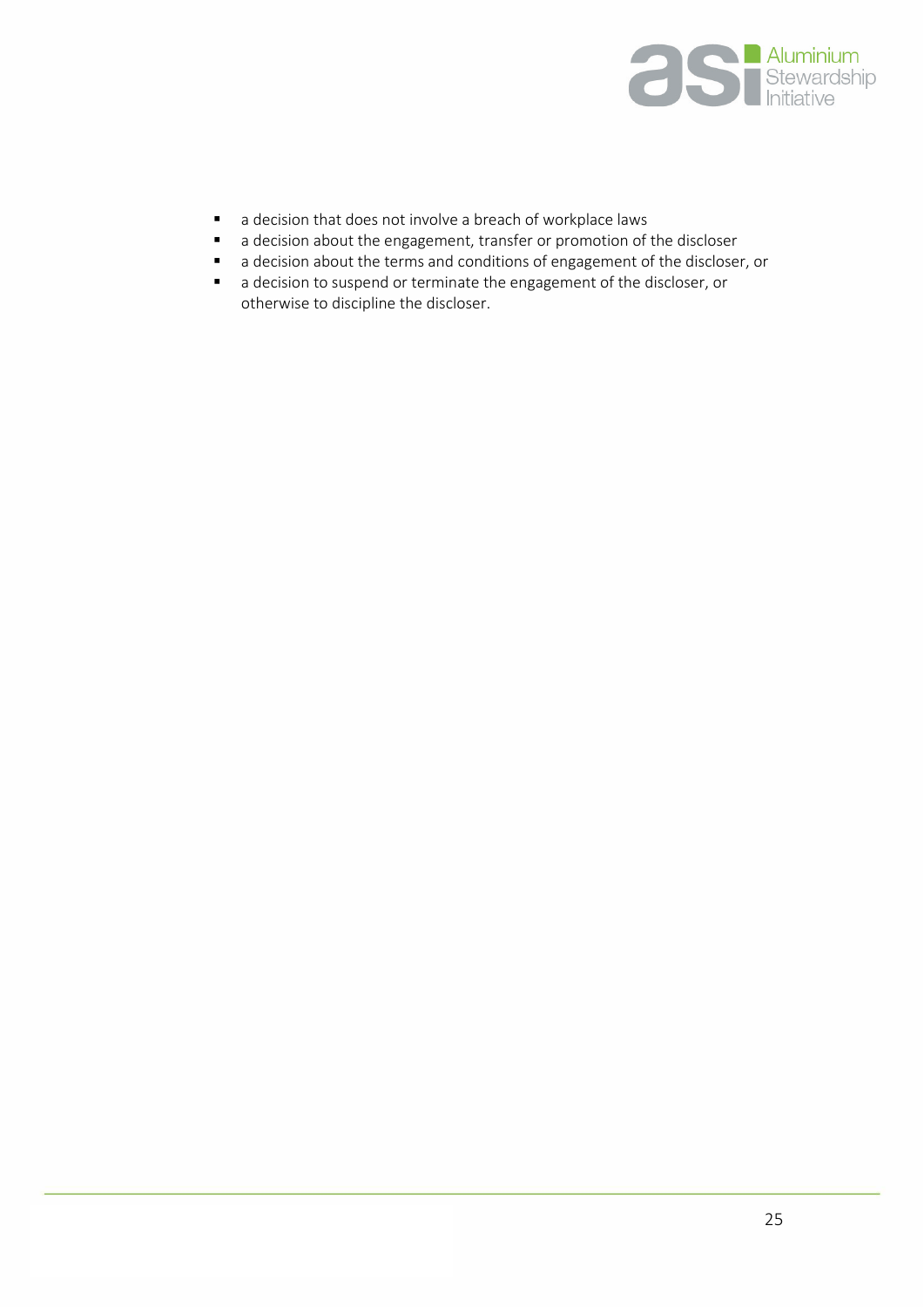- a decision that does not involve a breach of workplace laws
- a decision about the engagement, transfer or promotion of the discloser
- a decision about the terms and conditions of engagement of the discloser, or
- a decision to suspend or terminate the engagement of the discloser, or otherwise to discipline the discloser.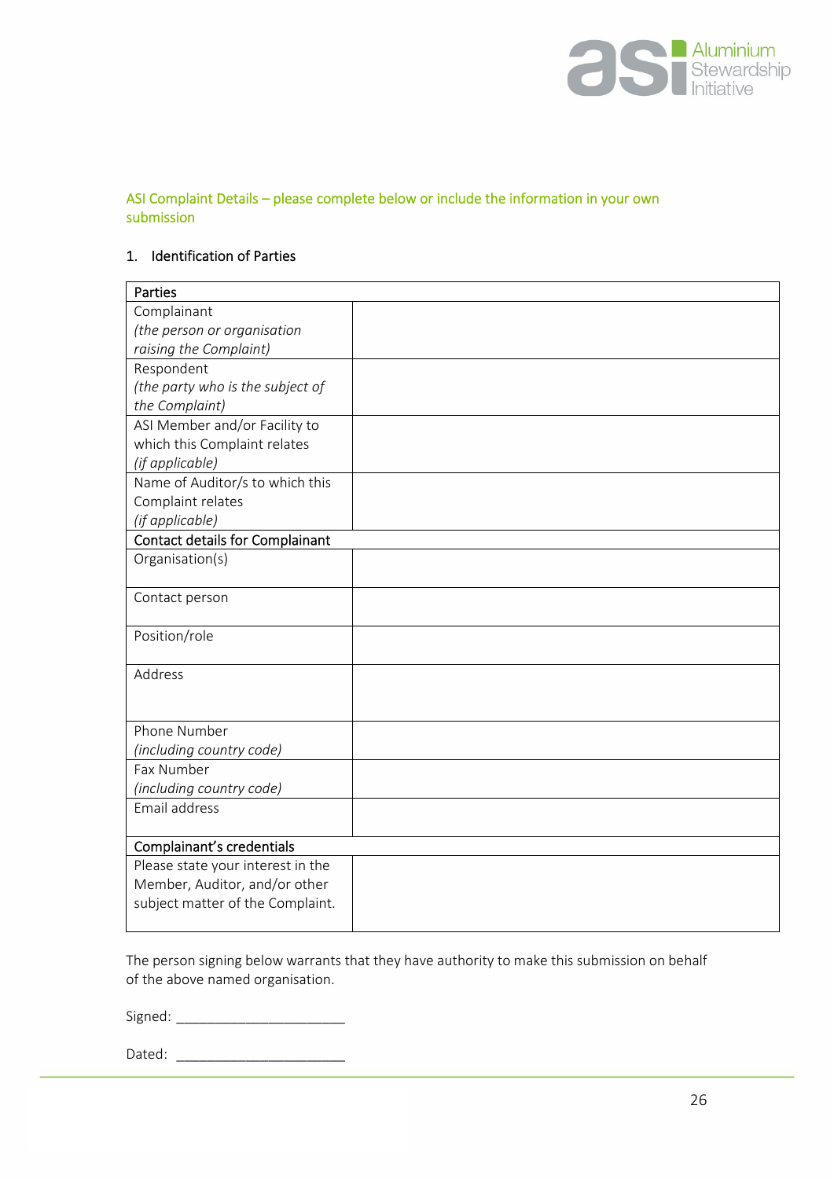ASI Complaint Details – please complete below or include the information in your own submission

## 1. Identification of Parties

| Parties | |
|---|---|
| Complainant *(the person or organisation raising the Complaint)* | |
| Respondent *(the party who is the subject of the Complaint)* | |
| ASI Member and/or Facility to which this Complaint relates *(if applicable)* | |
| Name of Auditor/s to which this Complaint relates *(if applicable)* | |
| **Contact details for Complainant** | |
| Organisation(s) | |
| Contact person | |
| Position/role | |
| Address | |
| Phone Number *(including country code)* | |
| Fax Number *(including country code)* | |
| Email address | |
| **Complainant's credentials** | |
| Please state your interest in the Member, Auditor, and/or other subject matter of the Complaint. | |

The person signing below warrants that they have authority to make this submission on behalf of the above named organisation.

Signed: ______________________

Dated: ______________________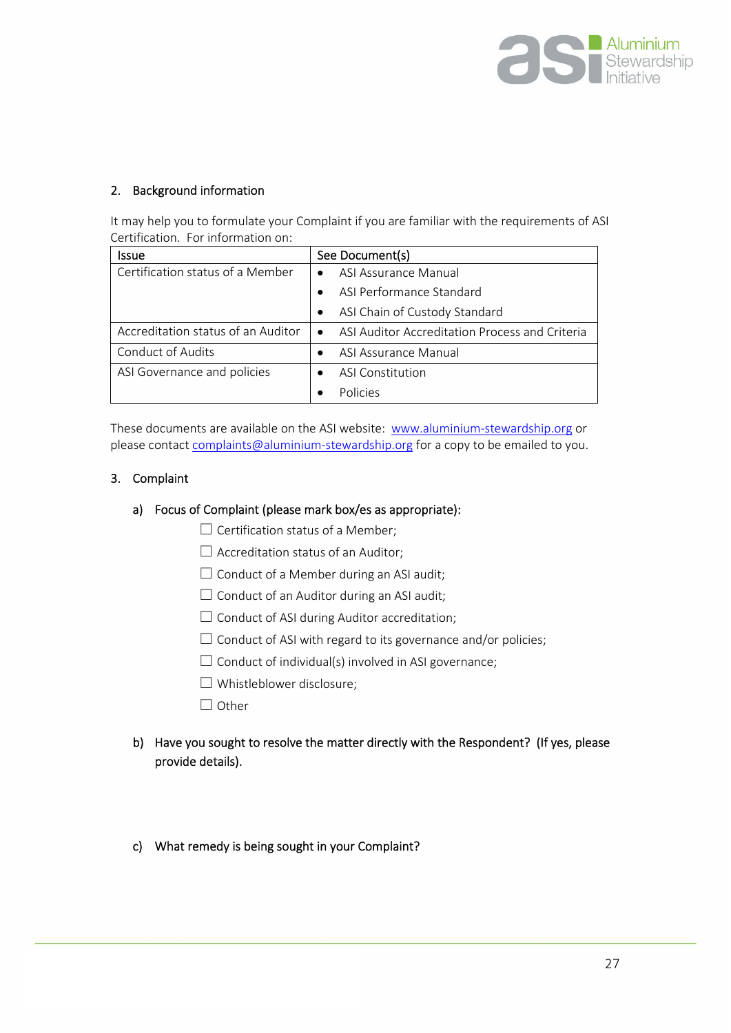## 2. Background information

It may help you to formulate your Complaint if you are familiar with the requirements of ASI Certification. For information on:

| Issue | See Document(s) |
|---|---|
| Certification status of a Member | • ASI Assurance Manual<br>• ASI Performance Standard<br>• ASI Chain of Custody Standard |
| Accreditation status of an Auditor | • ASI Auditor Accreditation Process and Criteria |
| Conduct of Audits | • ASI Assurance Manual |
| ASI Governance and policies | • ASI Constitution<br>• Policies |

These documents are available on the ASI website: www.aluminium-stewardship.org or please contact complaints@aluminium-stewardship.org for a copy to be emailed to you.

## 3. Complaint

a) Focus of Complaint (please mark box/es as appropriate):

- ☐ Certification status of a Member;
- ☐ Accreditation status of an Auditor;
- ☐ Conduct of a Member during an ASI audit;
- ☐ Conduct of an Auditor during an ASI audit;
- ☐ Conduct of ASI during Auditor accreditation;
- ☐ Conduct of ASI with regard to its governance and/or policies;
- ☐ Conduct of individual(s) involved in ASI governance;
- ☐ Whistleblower disclosure;
- ☐ Other

b) Have you sought to resolve the matter directly with the Respondent? (If yes, please provide details).

c) What remedy is being sought in your Complaint?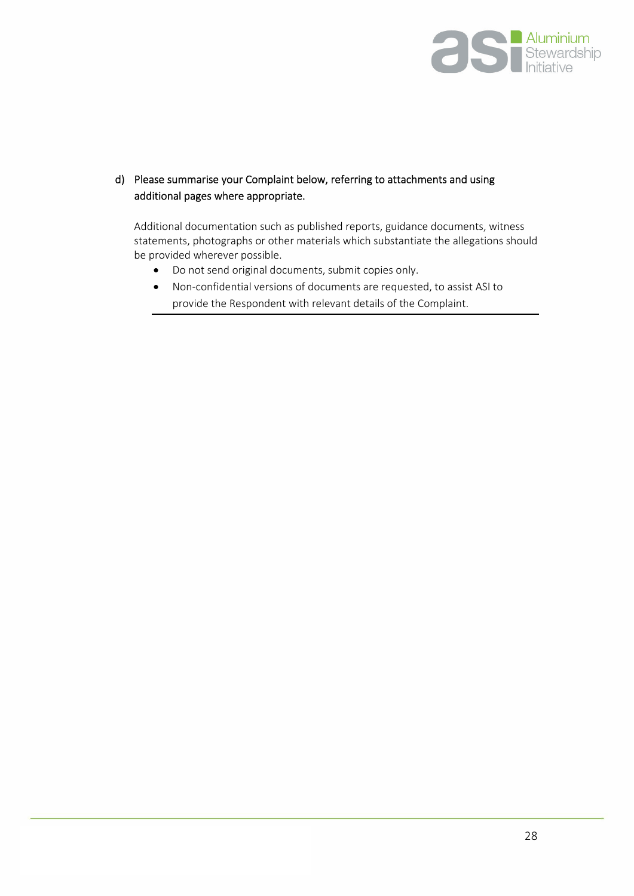d) Please summarise your Complaint below, referring to attachments and using additional pages where appropriate.

Additional documentation such as published reports, guidance documents, witness statements, photographs or other materials which substantiate the allegations should be provided wherever possible.

- Do not send original documents, submit copies only.
- Non-confidential versions of documents are requested, to assist ASI to provide the Respondent with relevant details of the Complaint.